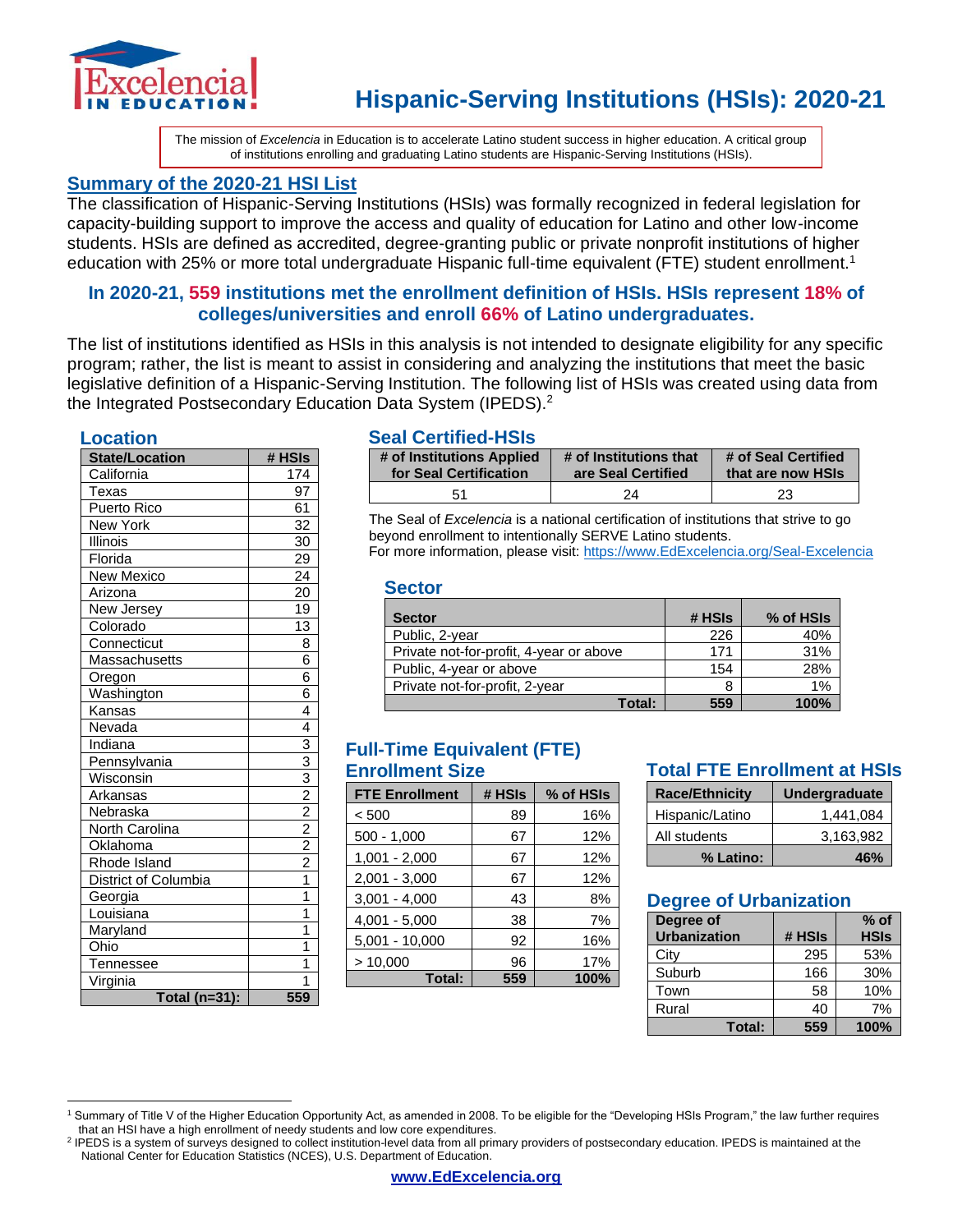# Hispanic-Serving Institutions (HSIs): 2020-21

The mission of *Excelencia* in Education is to accelerate Latino student success in higher education. A critical group of institutions enrolling and graduating Latino students are Hispanic-Serving Institutions (HSIs).

## Summary of the 2020-21 HSI List

The classification of Hispanic-Serving Institutions (HSIs) was formally recognized in federal legislation for capacity-building support to improve the access and quality of education for Latino and other low-income students. HSIs are defined as accredited, degree-granting public or private nonprofit institutions of higher education with 25% or more total undergraduate Hispanic full-time equivalent (FTE) student enrollment.[1]

**In 2020-21, 559 institutions met the enrollment definition of HSIs. HSIs represent 18% of colleges/universities and enroll 66% of Latino undergraduates.**

The list of institutions identified as HSIs in this analysis is not intended to designate eligibility for any specific program; rather, the list is meant to assist in considering and analyzing the institutions that meet the basic legislative definition of a Hispanic-Serving Institution. The following list of HSIs was created using data from the Integrated Postsecondary Education Data System (IPEDS).[2]

### Location

| State/Location | # HSIs |
|---|---|
| California | 174 |
| Texas | 97 |
| Puerto Rico | 61 |
| New York | 32 |
| Illinois | 30 |
| Florida | 29 |
| New Mexico | 24 |
| Arizona | 20 |
| New Jersey | 19 |
| Colorado | 13 |
| Connecticut | 8 |
| Massachusetts | 6 |
| Oregon | 6 |
| Washington | 6 |
| Kansas | 4 |
| Nevada | 4 |
| Indiana | 3 |
| Pennsylvania | 3 |
| Wisconsin | 3 |
| Arkansas | 2 |
| Nebraska | 2 |
| North Carolina | 2 |
| Oklahoma | 2 |
| Rhode Island | 2 |
| District of Columbia | 1 |
| Georgia | 1 |
| Louisiana | 1 |
| Maryland | 1 |
| Ohio | 1 |
| Tennessee | 1 |
| Virginia | 1 |
| **Total (n=31):** | **559** |

### Seal Certified-HSIs

| # of Institutions Applied for Seal Certification | # of Institutions that are Seal Certified | # of Seal Certified that are now HSIs |
|---|---|---|
| 51 | 24 | 23 |

The Seal of *Excelencia* is a national certification of institutions that strive to go beyond enrollment to intentionally SERVE Latino students.
For more information, please visit: https://www.EdExcelencia.org/Seal-Excelencia

### Sector

| Sector | # HSIs | % of HSIs |
|---|---|---|
| Public, 2-year | 226 | 40% |
| Private not-for-profit, 4-year or above | 171 | 31% |
| Public, 4-year or above | 154 | 28% |
| Private not-for-profit, 2-year | 8 | 1% |
| **Total:** | **559** | **100%** |

### Full-Time Equivalent (FTE) Enrollment Size

| FTE Enrollment | # HSIs | % of HSIs |
|---|---|---|
| < 500 | 89 | 16% |
| 500 - 1,000 | 67 | 12% |
| 1,001 - 2,000 | 67 | 12% |
| 2,001 - 3,000 | 67 | 12% |
| 3,001 - 4,000 | 43 | 8% |
| 4,001 - 5,000 | 38 | 7% |
| 5,001 - 10,000 | 92 | 16% |
| > 10,000 | 96 | 17% |
| **Total:** | **559** | **100%** |

### Total FTE Enrollment at HSIs

| Race/Ethnicity | Undergraduate |
|---|---|
| Hispanic/Latino | 1,441,084 |
| All students | 3,163,982 |
| **% Latino:** | **46%** |

### Degree of Urbanization

| Degree of Urbanization | # HSIs | % of HSIs |
|---|---|---|
| City | 295 | 53% |
| Suburb | 166 | 30% |
| Town | 58 | 10% |
| Rural | 40 | 7% |
| **Total:** | **559** | **100%** |

---

[1] Summary of Title V of the Higher Education Opportunity Act, as amended in 2008. To be eligible for the "Developing HSIs Program," the law further requires that an HSI have a high enrollment of needy students and low core expenditures.

[2] IPEDS is a system of surveys designed to collect institution-level data from all primary providers of postsecondary education. IPEDS is maintained at the National Center for Education Statistics (NCES), U.S. Department of Education.

www.EdExcelencia.org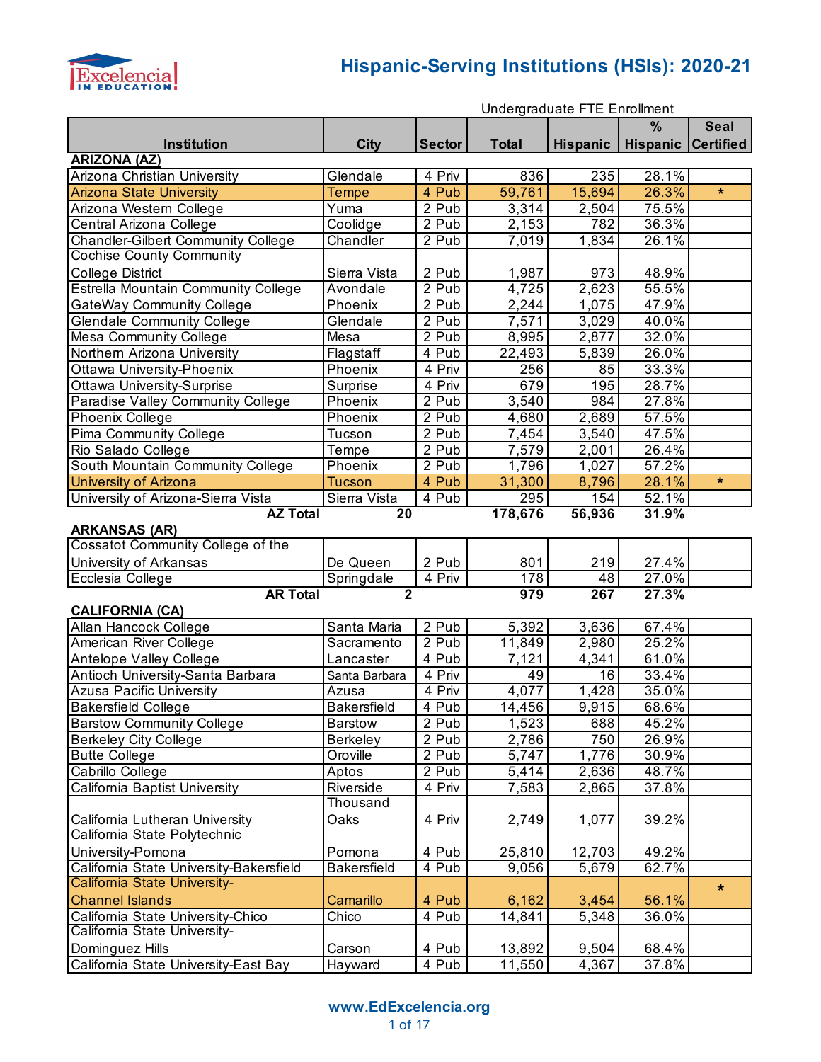# Hispanic-Serving Institutions (HSIs): 2020-21

| | | | Undergraduate FTE Enrollment | | | |
|---|---|---|---|---|---|---|
| **Institution** | **City** | **Sector** | **Total** | **Hispanic** | **% Hispanic** | **Seal Certified** |
| **ARIZONA (AZ)** | | | | | | |
| Arizona Christian University | Glendale | 4 Priv | 836 | 235 | 28.1% | |
| Arizona State University | Tempe | 4 Pub | 59,761 | 15,694 | 26.3% | * |
| Arizona Western College | Yuma | 2 Pub | 3,314 | 2,504 | 75.5% | |
| Central Arizona College | Coolidge | 2 Pub | 2,153 | 782 | 36.3% | |
| Chandler-Gilbert Community College | Chandler | 2 Pub | 7,019 | 1,834 | 26.1% | |
| Cochise County Community College District | Sierra Vista | 2 Pub | 1,987 | 973 | 48.9% | |
| Estrella Mountain Community College | Avondale | 2 Pub | 4,725 | 2,623 | 55.5% | |
| GateWay Community College | Phoenix | 2 Pub | 2,244 | 1,075 | 47.9% | |
| Glendale Community College | Glendale | 2 Pub | 7,571 | 3,029 | 40.0% | |
| Mesa Community College | Mesa | 2 Pub | 8,995 | 2,877 | 32.0% | |
| Northern Arizona University | Flagstaff | 4 Pub | 22,493 | 5,839 | 26.0% | |
| Ottawa University-Phoenix | Phoenix | 4 Priv | 256 | 85 | 33.3% | |
| Ottawa University-Surprise | Surprise | 4 Priv | 679 | 195 | 28.7% | |
| Paradise Valley Community College | Phoenix | 2 Pub | 3,540 | 984 | 27.8% | |
| Phoenix College | Phoenix | 2 Pub | 4,680 | 2,689 | 57.5% | |
| Pima Community College | Tucson | 2 Pub | 7,454 | 3,540 | 47.5% | |
| Rio Salado College | Tempe | 2 Pub | 7,579 | 2,001 | 26.4% | |
| South Mountain Community College | Phoenix | 2 Pub | 1,796 | 1,027 | 57.2% | |
| University of Arizona | Tucson | 4 Pub | 31,300 | 8,796 | 28.1% | * |
| University of Arizona-Sierra Vista | Sierra Vista | 4 Pub | 295 | 154 | 52.1% | |
| **AZ Total** | **20** | | **178,676** | **56,936** | **31.9%** | |
| **ARKANSAS (AR)** | | | | | | |
| Cossatot Community College of the University of Arkansas | De Queen | 2 Pub | 801 | 219 | 27.4% | |
| Ecclesia College | Springdale | 4 Priv | 178 | 48 | 27.0% | |
| **AR Total** | **2** | | **979** | **267** | **27.3%** | |
| **CALIFORNIA (CA)** | | | | | | |
| Allan Hancock College | Santa Maria | 2 Pub | 5,392 | 3,636 | 67.4% | |
| American River College | Sacramento | 2 Pub | 11,849 | 2,980 | 25.2% | |
| Antelope Valley College | Lancaster | 4 Pub | 7,121 | 4,341 | 61.0% | |
| Antioch University-Santa Barbara | Santa Barbara | 4 Priv | 49 | 16 | 33.4% | |
| Azusa Pacific University | Azusa | 4 Priv | 4,077 | 1,428 | 35.0% | |
| Bakersfield College | Bakersfield | 4 Pub | 14,456 | 9,915 | 68.6% | |
| Barstow Community College | Barstow | 2 Pub | 1,523 | 688 | 45.2% | |
| Berkeley City College | Berkeley | 2 Pub | 2,786 | 750 | 26.9% | |
| Butte College | Oroville | 2 Pub | 5,747 | 1,776 | 30.9% | |
| Cabrillo College | Aptos | 2 Pub | 5,414 | 2,636 | 48.7% | |
| California Baptist University | Riverside | 4 Priv | 7,583 | 2,865 | 37.8% | |
| California Lutheran University | Thousand Oaks | 4 Priv | 2,749 | 1,077 | 39.2% | |
| California State Polytechnic University-Pomona | Pomona | 4 Pub | 25,810 | 12,703 | 49.2% | |
| California State University-Bakersfield | Bakersfield | 4 Pub | 9,056 | 5,679 | 62.7% | |
| California State University-Channel Islands | Camarillo | 4 Pub | 6,162 | 3,454 | 56.1% | * |
| California State University-Chico | Chico | 4 Pub | 14,841 | 5,348 | 36.0% | |
| California State University-Dominguez Hills | Carson | 4 Pub | 13,892 | 9,504 | 68.4% | |
| California State University-East Bay | Hayward | 4 Pub | 11,550 | 4,367 | 37.8% | |

www.EdExcelencia.org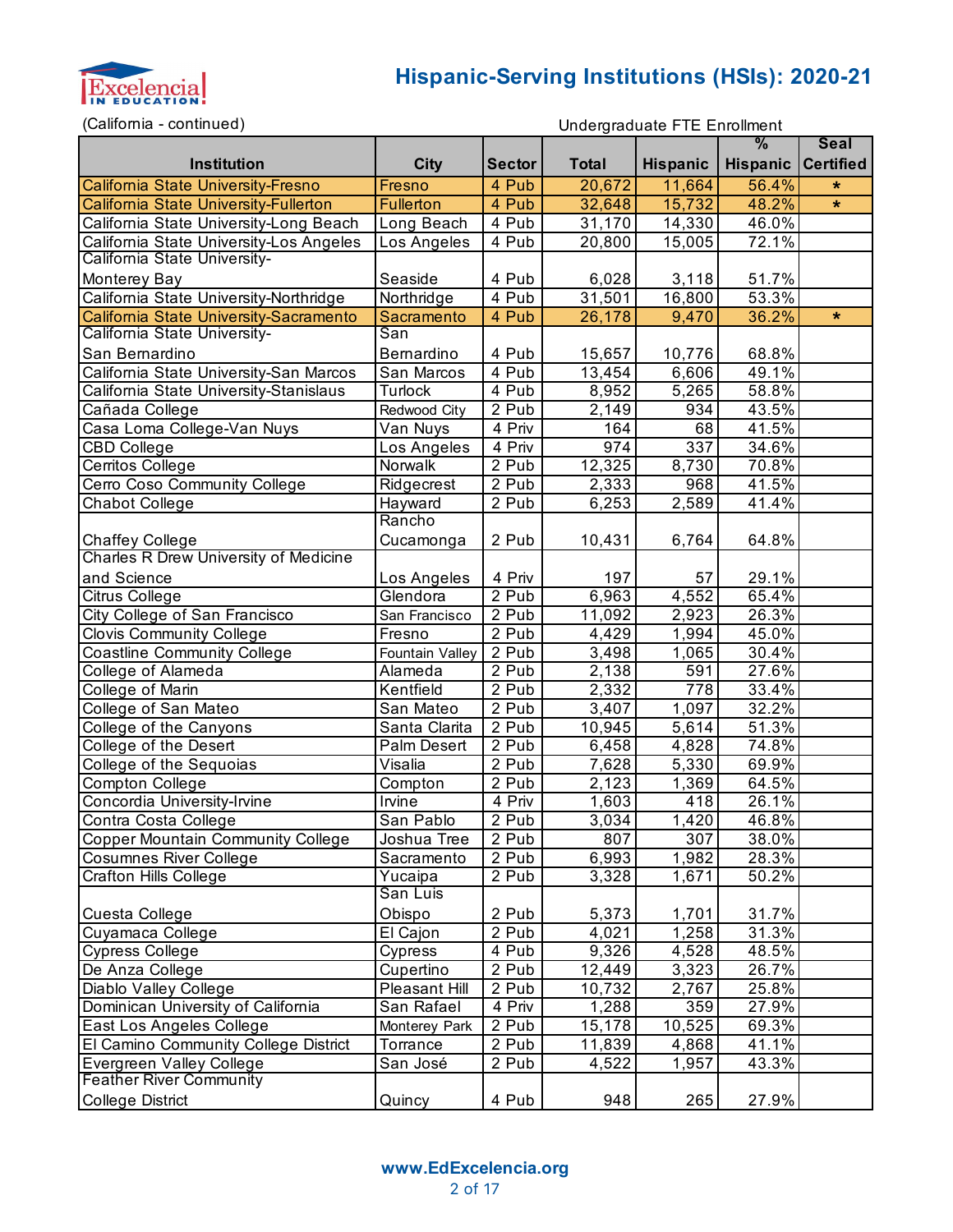# Hispanic-Serving Institutions (HSIs): 2020-21

(California - continued)

| Institution | City | Sector | Undergraduate FTE Enrollment Total | Hispanic | % Hispanic | Seal Certified |
|---|---|---|---|---|---|---|
| California State University-Fresno | Fresno | 4 Pub | 20,672 | 11,664 | 56.4% | * |
| California State University-Fullerton | Fullerton | 4 Pub | 32,648 | 15,732 | 48.2% | * |
| California State University-Long Beach | Long Beach | 4 Pub | 31,170 | 14,330 | 46.0% | |
| California State University-Los Angeles | Los Angeles | 4 Pub | 20,800 | 15,005 | 72.1% | |
| California State University-Monterey Bay | Seaside | 4 Pub | 6,028 | 3,118 | 51.7% | |
| California State University-Northridge | Northridge | 4 Pub | 31,501 | 16,800 | 53.3% | |
| California State University-Sacramento | Sacramento | 4 Pub | 26,178 | 9,470 | 36.2% | * |
| California State University-San Bernardino | San Bernardino | 4 Pub | 15,657 | 10,776 | 68.8% | |
| California State University-San Marcos | San Marcos | 4 Pub | 13,454 | 6,606 | 49.1% | |
| California State University-Stanislaus | Turlock | 4 Pub | 8,952 | 5,265 | 58.8% | |
| Cañada College | Redwood City | 2 Pub | 2,149 | 934 | 43.5% | |
| Casa Loma College-Van Nuys | Van Nuys | 4 Priv | 164 | 68 | 41.5% | |
| CBD College | Los Angeles | 4 Priv | 974 | 337 | 34.6% | |
| Cerritos College | Norwalk | 2 Pub | 12,325 | 8,730 | 70.8% | |
| Cerro Coso Community College | Ridgecrest | 2 Pub | 2,333 | 968 | 41.5% | |
| Chabot College | Hayward | 2 Pub | 6,253 | 2,589 | 41.4% | |
| Chaffey College | Rancho Cucamonga | 2 Pub | 10,431 | 6,764 | 64.8% | |
| Charles R Drew University of Medicine and Science | Los Angeles | 4 Priv | 197 | 57 | 29.1% | |
| Citrus College | Glendora | 2 Pub | 6,963 | 4,552 | 65.4% | |
| City College of San Francisco | San Francisco | 2 Pub | 11,092 | 2,923 | 26.3% | |
| Clovis Community College | Fresno | 2 Pub | 4,429 | 1,994 | 45.0% | |
| Coastline Community College | Fountain Valley | 2 Pub | 3,498 | 1,065 | 30.4% | |
| College of Alameda | Alameda | 2 Pub | 2,138 | 591 | 27.6% | |
| College of Marin | Kentfield | 2 Pub | 2,332 | 778 | 33.4% | |
| College of San Mateo | San Mateo | 2 Pub | 3,407 | 1,097 | 32.2% | |
| College of the Canyons | Santa Clarita | 2 Pub | 10,945 | 5,614 | 51.3% | |
| College of the Desert | Palm Desert | 2 Pub | 6,458 | 4,828 | 74.8% | |
| College of the Sequoias | Visalia | 2 Pub | 7,628 | 5,330 | 69.9% | |
| Compton College | Compton | 2 Pub | 2,123 | 1,369 | 64.5% | |
| Concordia University-Irvine | Irvine | 4 Priv | 1,603 | 418 | 26.1% | |
| Contra Costa College | San Pablo | 2 Pub | 3,034 | 1,420 | 46.8% | |
| Copper Mountain Community College | Joshua Tree | 2 Pub | 807 | 307 | 38.0% | |
| Cosumnes River College | Sacramento | 2 Pub | 6,993 | 1,982 | 28.3% | |
| Crafton Hills College | Yucaipa | 2 Pub | 3,328 | 1,671 | 50.2% | |
| Cuesta College | San Luis Obispo | 2 Pub | 5,373 | 1,701 | 31.7% | |
| Cuyamaca College | El Cajon | 2 Pub | 4,021 | 1,258 | 31.3% | |
| Cypress College | Cypress | 4 Pub | 9,326 | 4,528 | 48.5% | |
| De Anza College | Cupertino | 2 Pub | 12,449 | 3,323 | 26.7% | |
| Diablo Valley College | Pleasant Hill | 2 Pub | 10,732 | 2,767 | 25.8% | |
| Dominican University of California | San Rafael | 4 Priv | 1,288 | 359 | 27.9% | |
| East Los Angeles College | Monterey Park | 2 Pub | 15,178 | 10,525 | 69.3% | |
| El Camino Community College District | Torrance | 2 Pub | 11,839 | 4,868 | 41.1% | |
| Evergreen Valley College | San José | 2 Pub | 4,522 | 1,957 | 43.3% | |
| Feather River Community College District | Quincy | 4 Pub | 948 | 265 | 27.9% | |

www.EdExcelencia.org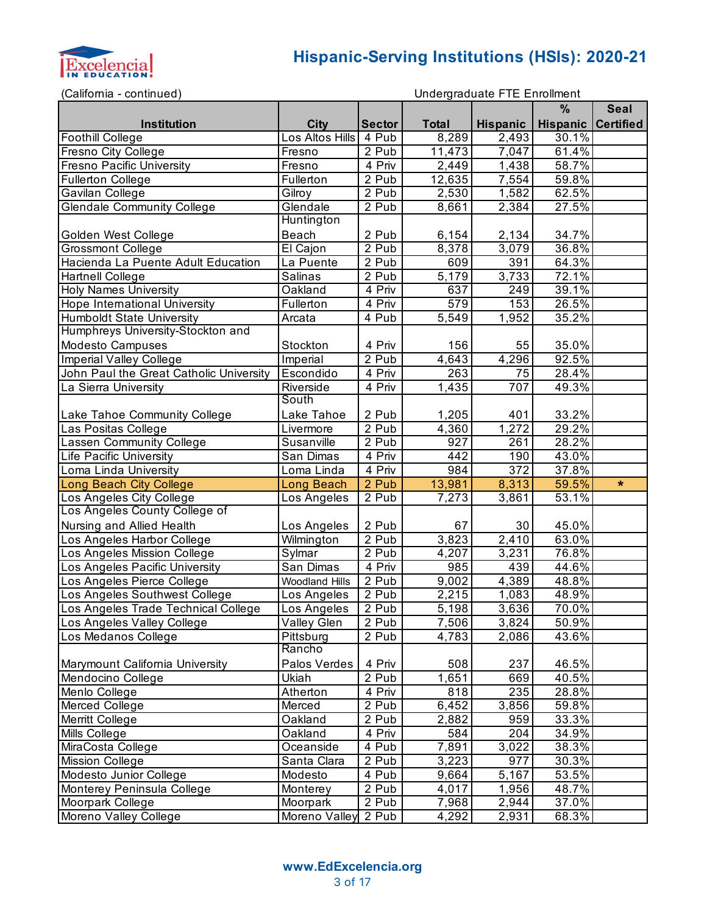# Hispanic-Serving Institutions (HSIs): 2020-21

(California - continued)

| Institution | City | Sector | Undergraduate FTE Enrollment Total | Hispanic | % Hispanic | Seal Certified |
|---|---|---|---|---|---|---|
| Foothill College | Los Altos Hills | 4 Pub | 8,289 | 2,493 | 30.1% | |
| Fresno City College | Fresno | 2 Pub | 11,473 | 7,047 | 61.4% | |
| Fresno Pacific University | Fresno | 4 Priv | 2,449 | 1,438 | 58.7% | |
| Fullerton College | Fullerton | 2 Pub | 12,635 | 7,554 | 59.8% | |
| Gavilan College | Gilroy | 2 Pub | 2,530 | 1,582 | 62.5% | |
| Glendale Community College | Glendale | 2 Pub | 8,661 | 2,384 | 27.5% | |
| Golden West College | Huntington Beach | 2 Pub | 6,154 | 2,134 | 34.7% | |
| Grossmont College | El Cajon | 2 Pub | 8,378 | 3,079 | 36.8% | |
| Hacienda La Puente Adult Education | La Puente | 2 Pub | 609 | 391 | 64.3% | |
| Hartnell College | Salinas | 2 Pub | 5,179 | 3,733 | 72.1% | |
| Holy Names University | Oakland | 4 Priv | 637 | 249 | 39.1% | |
| Hope International University | Fullerton | 4 Priv | 579 | 153 | 26.5% | |
| Humboldt State University | Arcata | 4 Pub | 5,549 | 1,952 | 35.2% | |
| Humphreys University-Stockton and Modesto Campuses | Stockton | 4 Priv | 156 | 55 | 35.0% | |
| Imperial Valley College | Imperial | 2 Pub | 4,643 | 4,296 | 92.5% | |
| John Paul the Great Catholic University | Escondido | 4 Priv | 263 | 75 | 28.4% | |
| La Sierra University | Riverside | 4 Priv | 1,435 | 707 | 49.3% | |
| Lake Tahoe Community College | South Lake Tahoe | 2 Pub | 1,205 | 401 | 33.2% | |
| Las Positas College | Livermore | 2 Pub | 4,360 | 1,272 | 29.2% | |
| Lassen Community College | Susanville | 2 Pub | 927 | 261 | 28.2% | |
| Life Pacific University | San Dimas | 4 Priv | 442 | 190 | 43.0% | |
| Loma Linda University | Loma Linda | 4 Priv | 984 | 372 | 37.8% | |
| Long Beach City College | Long Beach | 2 Pub | 13,981 | 8,313 | 59.5% | * |
| Los Angeles City College | Los Angeles | 2 Pub | 7,273 | 3,861 | 53.1% | |
| Los Angeles County College of Nursing and Allied Health | Los Angeles | 2 Pub | 67 | 30 | 45.0% | |
| Los Angeles Harbor College | Wilmington | 2 Pub | 3,823 | 2,410 | 63.0% | |
| Los Angeles Mission College | Sylmar | 2 Pub | 4,207 | 3,231 | 76.8% | |
| Los Angeles Pacific University | San Dimas | 4 Priv | 985 | 439 | 44.6% | |
| Los Angeles Pierce College | Woodland Hills | 2 Pub | 9,002 | 4,389 | 48.8% | |
| Los Angeles Southwest College | Los Angeles | 2 Pub | 2,215 | 1,083 | 48.9% | |
| Los Angeles Trade Technical College | Los Angeles | 2 Pub | 5,198 | 3,636 | 70.0% | |
| Los Angeles Valley College | Valley Glen | 2 Pub | 7,506 | 3,824 | 50.9% | |
| Los Medanos College | Pittsburg | 2 Pub | 4,783 | 2,086 | 43.6% | |
| Marymount California University | Rancho Palos Verdes | 4 Priv | 508 | 237 | 46.5% | |
| Mendocino College | Ukiah | 2 Pub | 1,651 | 669 | 40.5% | |
| Menlo College | Atherton | 4 Priv | 818 | 235 | 28.8% | |
| Merced College | Merced | 2 Pub | 6,452 | 3,856 | 59.8% | |
| Merritt College | Oakland | 2 Pub | 2,882 | 959 | 33.3% | |
| Mills College | Oakland | 4 Priv | 584 | 204 | 34.9% | |
| MiraCosta College | Oceanside | 4 Pub | 7,891 | 3,022 | 38.3% | |
| Mission College | Santa Clara | 2 Pub | 3,223 | 977 | 30.3% | |
| Modesto Junior College | Modesto | 4 Pub | 9,664 | 5,167 | 53.5% | |
| Monterey Peninsula College | Monterey | 2 Pub | 4,017 | 1,956 | 48.7% | |
| Moorpark College | Moorpark | 2 Pub | 7,968 | 2,944 | 37.0% | |
| Moreno Valley College | Moreno Valley | 2 Pub | 4,292 | 2,931 | 68.3% | |

www.EdExcelencia.org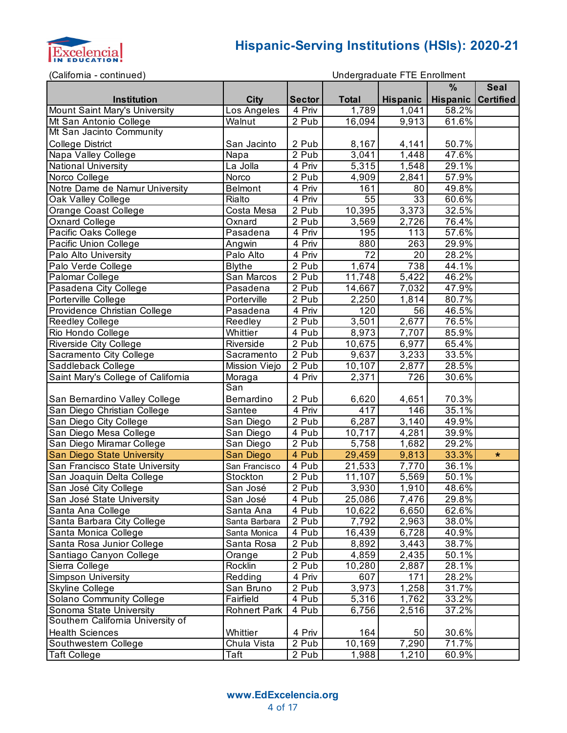# Hispanic-Serving Institutions (HSIs): 2020-21

(California - continued)

| Institution | City | Sector | Undergraduate FTE Enrollment Total | Hispanic | % Hispanic | Seal Certified |
|---|---|---|---|---|---|---|
| Mount Saint Mary's University | Los Angeles | 4 Priv | 1,789 | 1,041 | 58.2% | |
| Mt San Antonio College | Walnut | 2 Pub | 16,094 | 9,913 | 61.6% | |
| Mt San Jacinto Community College District | San Jacinto | 2 Pub | 8,167 | 4,141 | 50.7% | |
| Napa Valley College | Napa | 2 Pub | 3,041 | 1,448 | 47.6% | |
| National University | La Jolla | 4 Priv | 5,315 | 1,548 | 29.1% | |
| Norco College | Norco | 2 Pub | 4,909 | 2,841 | 57.9% | |
| Notre Dame de Namur University | Belmont | 4 Priv | 161 | 80 | 49.8% | |
| Oak Valley College | Rialto | 4 Priv | 55 | 33 | 60.6% | |
| Orange Coast College | Costa Mesa | 2 Pub | 10,395 | 3,373 | 32.5% | |
| Oxnard College | Oxnard | 2 Pub | 3,569 | 2,726 | 76.4% | |
| Pacific Oaks College | Pasadena | 4 Priv | 195 | 113 | 57.6% | |
| Pacific Union College | Angwin | 4 Priv | 880 | 263 | 29.9% | |
| Palo Alto University | Palo Alto | 4 Priv | 72 | 20 | 28.2% | |
| Palo Verde College | Blythe | 2 Pub | 1,674 | 738 | 44.1% | |
| Palomar College | San Marcos | 2 Pub | 11,748 | 5,422 | 46.2% | |
| Pasadena City College | Pasadena | 2 Pub | 14,667 | 7,032 | 47.9% | |
| Porterville College | Porterville | 2 Pub | 2,250 | 1,814 | 80.7% | |
| Providence Christian College | Pasadena | 4 Priv | 120 | 56 | 46.5% | |
| Reedley College | Reedley | 2 Pub | 3,501 | 2,677 | 76.5% | |
| Rio Hondo College | Whittier | 4 Pub | 8,973 | 7,707 | 85.9% | |
| Riverside City College | Riverside | 2 Pub | 10,675 | 6,977 | 65.4% | |
| Sacramento City College | Sacramento | 2 Pub | 9,637 | 3,233 | 33.5% | |
| Saddleback College | Mission Viejo | 2 Pub | 10,107 | 2,877 | 28.5% | |
| Saint Mary's College of California | Moraga | 4 Priv | 2,371 | 726 | 30.6% | |
| San Bernardino Valley College | San Bernardino | 2 Pub | 6,620 | 4,651 | 70.3% | |
| San Diego Christian College | Santee | 4 Priv | 417 | 146 | 35.1% | |
| San Diego City College | San Diego | 2 Pub | 6,287 | 3,140 | 49.9% | |
| San Diego Mesa College | San Diego | 4 Pub | 10,717 | 4,281 | 39.9% | |
| San Diego Miramar College | San Diego | 2 Pub | 5,758 | 1,682 | 29.2% | |
| San Diego State University | San Diego | 4 Pub | 29,459 | 9,813 | 33.3% | * |
| San Francisco State University | San Francisco | 4 Pub | 21,533 | 7,770 | 36.1% | |
| San Joaquin Delta College | Stockton | 2 Pub | 11,107 | 5,569 | 50.1% | |
| San José City College | San José | 2 Pub | 3,930 | 1,910 | 48.6% | |
| San José State University | San José | 4 Pub | 25,086 | 7,476 | 29.8% | |
| Santa Ana College | Santa Ana | 4 Pub | 10,622 | 6,650 | 62.6% | |
| Santa Barbara City College | Santa Barbara | 2 Pub | 7,792 | 2,963 | 38.0% | |
| Santa Monica College | Santa Monica | 4 Pub | 16,439 | 6,728 | 40.9% | |
| Santa Rosa Junior College | Santa Rosa | 2 Pub | 8,892 | 3,443 | 38.7% | |
| Santiago Canyon College | Orange | 2 Pub | 4,859 | 2,435 | 50.1% | |
| Sierra College | Rocklin | 2 Pub | 10,280 | 2,887 | 28.1% | |
| Simpson University | Redding | 4 Priv | 607 | 171 | 28.2% | |
| Skyline College | San Bruno | 2 Pub | 3,973 | 1,258 | 31.7% | |
| Solano Community College | Fairfield | 4 Pub | 5,316 | 1,762 | 33.2% | |
| Sonoma State University | Rohnert Park | 4 Pub | 6,756 | 2,516 | 37.2% | |
| Southern California University of Health Sciences | Whittier | 4 Priv | 164 | 50 | 30.6% | |
| Southwestern College | Chula Vista | 2 Pub | 10,169 | 7,290 | 71.7% | |
| Taft College | Taft | 2 Pub | 1,988 | 1,210 | 60.9% | |

www.EdExcelencia.org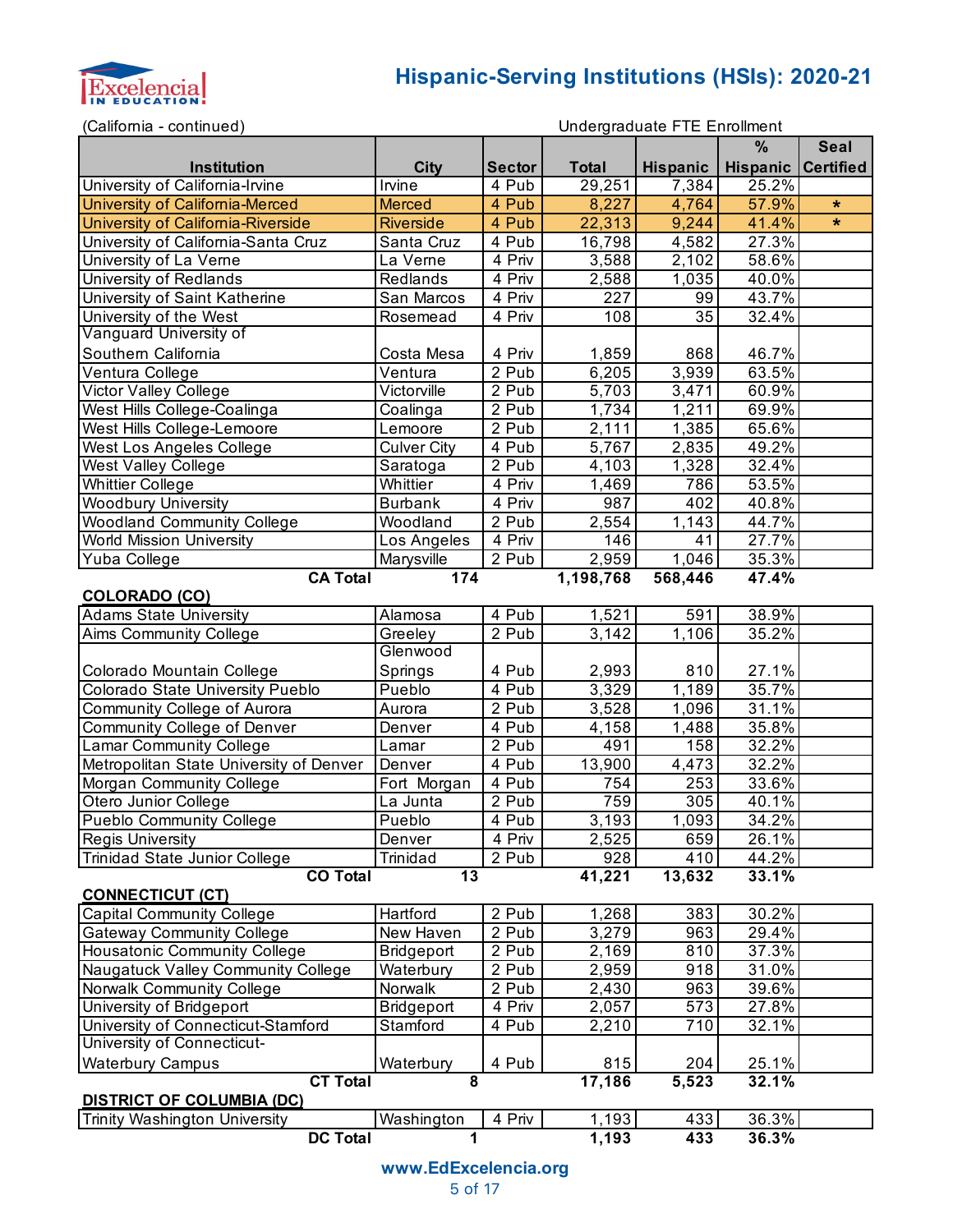# Hispanic-Serving Institutions (HSIs): 2020-21

(California - continued)

| Institution | City | Sector | Undergraduate FTE Enrollment Total | Hispanic | % Hispanic | Seal Certified |
|---|---|---|---|---|---|---|
| University of California-Irvine | Irvine | 4 Pub | 29,251 | 7,384 | 25.2% | |
| University of California-Merced | Merced | 4 Pub | 8,227 | 4,764 | 57.9% | * |
| University of California-Riverside | Riverside | 4 Pub | 22,313 | 9,244 | 41.4% | * |
| University of California-Santa Cruz | Santa Cruz | 4 Pub | 16,798 | 4,582 | 27.3% | |
| University of La Verne | La Verne | 4 Priv | 3,588 | 2,102 | 58.6% | |
| University of Redlands | Redlands | 4 Priv | 2,588 | 1,035 | 40.0% | |
| University of Saint Katherine | San Marcos | 4 Priv | 227 | 99 | 43.7% | |
| University of the West | Rosemead | 4 Priv | 108 | 35 | 32.4% | |
| Vanguard University of Southern California | Costa Mesa | 4 Priv | 1,859 | 868 | 46.7% | |
| Ventura College | Ventura | 2 Pub | 6,205 | 3,939 | 63.5% | |
| Victor Valley College | Victorville | 2 Pub | 5,703 | 3,471 | 60.9% | |
| West Hills College-Coalinga | Coalinga | 2 Pub | 1,734 | 1,211 | 69.9% | |
| West Hills College-Lemoore | Lemoore | 2 Pub | 2,111 | 1,385 | 65.6% | |
| West Los Angeles College | Culver City | 4 Pub | 5,767 | 2,835 | 49.2% | |
| West Valley College | Saratoga | 2 Pub | 4,103 | 1,328 | 32.4% | |
| Whittier College | Whittier | 4 Priv | 1,469 | 786 | 53.5% | |
| Woodbury University | Burbank | 4 Priv | 987 | 402 | 40.8% | |
| Woodland Community College | Woodland | 2 Pub | 2,554 | 1,143 | 44.7% | |
| World Mission University | Los Angeles | 4 Priv | 146 | 41 | 27.7% | |
| Yuba College | Marysville | 2 Pub | 2,959 | 1,046 | 35.3% | |
| **CA Total** | **174** | | **1,198,768** | **568,446** | **47.4%** | |
| **COLORADO (CO)** | | | | | | |
| Adams State University | Alamosa | 4 Pub | 1,521 | 591 | 38.9% | |
| Aims Community College | Greeley | 2 Pub | 3,142 | 1,106 | 35.2% | |
| Colorado Mountain College | Glenwood Springs | 4 Pub | 2,993 | 810 | 27.1% | |
| Colorado State University Pueblo | Pueblo | 4 Pub | 3,329 | 1,189 | 35.7% | |
| Community College of Aurora | Aurora | 2 Pub | 3,528 | 1,096 | 31.1% | |
| Community College of Denver | Denver | 4 Pub | 4,158 | 1,488 | 35.8% | |
| Lamar Community College | Lamar | 2 Pub | 491 | 158 | 32.2% | |
| Metropolitan State University of Denver | Denver | 4 Pub | 13,900 | 4,473 | 32.2% | |
| Morgan Community College | Fort Morgan | 4 Pub | 754 | 253 | 33.6% | |
| Otero Junior College | La Junta | 2 Pub | 759 | 305 | 40.1% | |
| Pueblo Community College | Pueblo | 4 Pub | 3,193 | 1,093 | 34.2% | |
| Regis University | Denver | 4 Priv | 2,525 | 659 | 26.1% | |
| Trinidad State Junior College | Trinidad | 2 Pub | 928 | 410 | 44.2% | |
| **CO Total** | **13** | | **41,221** | **13,632** | **33.1%** | |
| **CONNECTICUT (CT)** | | | | | | |
| Capital Community College | Hartford | 2 Pub | 1,268 | 383 | 30.2% | |
| Gateway Community College | New Haven | 2 Pub | 3,279 | 963 | 29.4% | |
| Housatonic Community College | Bridgeport | 2 Pub | 2,169 | 810 | 37.3% | |
| Naugatuck Valley Community College | Waterbury | 2 Pub | 2,959 | 918 | 31.0% | |
| Norwalk Community College | Norwalk | 2 Pub | 2,430 | 963 | 39.6% | |
| University of Bridgeport | Bridgeport | 4 Priv | 2,057 | 573 | 27.8% | |
| University of Connecticut-Stamford | Stamford | 4 Pub | 2,210 | 710 | 32.1% | |
| University of Connecticut-Waterbury Campus | Waterbury | 4 Pub | 815 | 204 | 25.1% | |
| **CT Total** | **8** | | **17,186** | **5,523** | **32.1%** | |
| **DISTRICT OF COLUMBIA (DC)** | | | | | | |
| Trinity Washington University | Washington | 4 Priv | 1,193 | 433 | 36.3% | |
| **DC Total** | **1** | | **1,193** | **433** | **36.3%** | |

www.EdExcelencia.org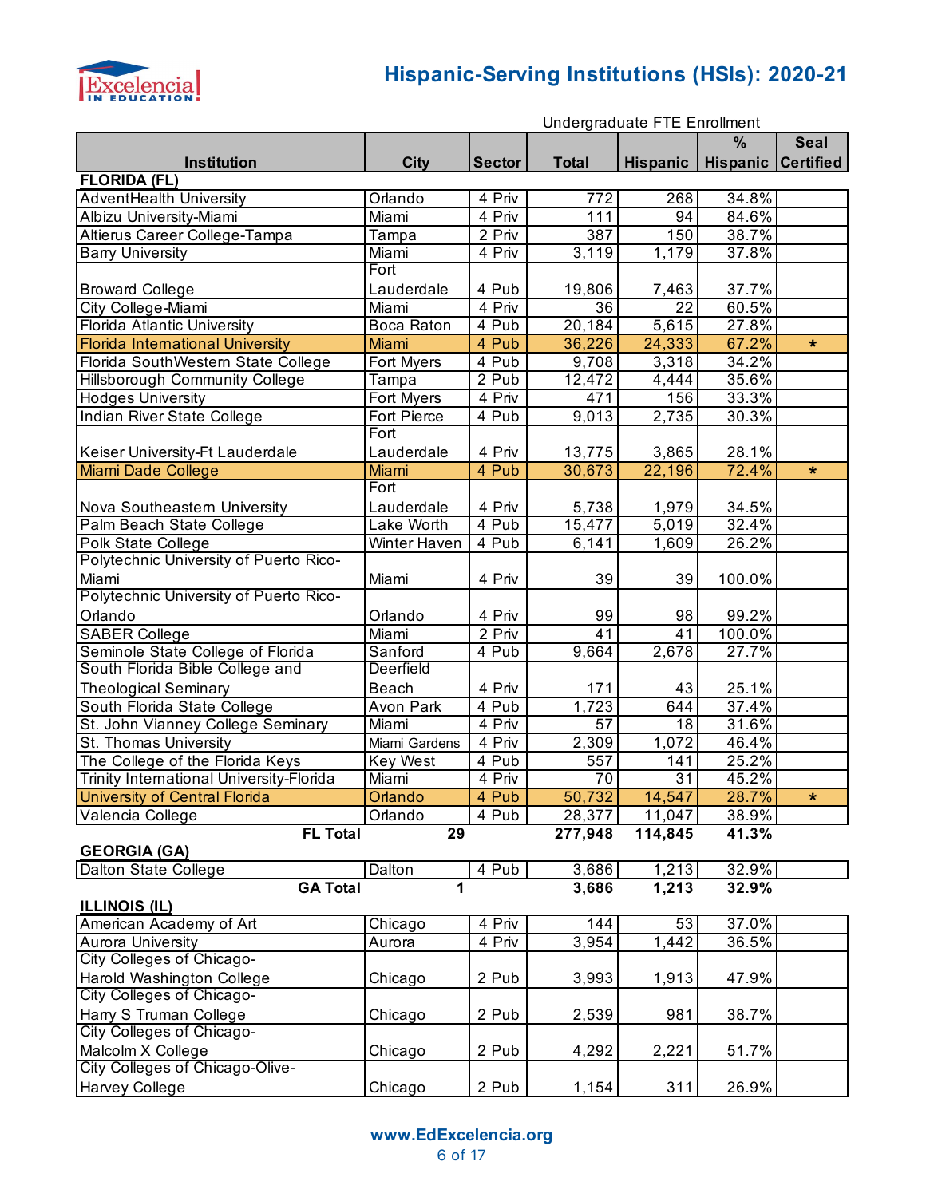# Hispanic-Serving Institutions (HSIs): 2020-21

| Institution | City | Sector | Undergraduate FTE Enrollment Total | Hispanic | % Hispanic | Seal Certified |
|---|---|---|---|---|---|---|
| **FLORIDA (FL)** | | | | | | |
| AdventHealth University | Orlando | 4 Priv | 772 | 268 | 34.8% | |
| Albizu University-Miami | Miami | 4 Priv | 111 | 94 | 84.6% | |
| Altierus Career College-Tampa | Tampa | 2 Priv | 387 | 150 | 38.7% | |
| Barry University | Miami | 4 Priv | 3,119 | 1,179 | 37.8% | |
| Broward College | Fort Lauderdale | 4 Pub | 19,806 | 7,463 | 37.7% | |
| City College-Miami | Miami | 4 Priv | 36 | 22 | 60.5% | |
| Florida Atlantic University | Boca Raton | 4 Pub | 20,184 | 5,615 | 27.8% | |
| Florida International University | Miami | 4 Pub | 36,226 | 24,333 | 67.2% | * |
| Florida SouthWestern State College | Fort Myers | 4 Pub | 9,708 | 3,318 | 34.2% | |
| Hillsborough Community College | Tampa | 2 Pub | 12,472 | 4,444 | 35.6% | |
| Hodges University | Fort Myers | 4 Priv | 471 | 156 | 33.3% | |
| Indian River State College | Fort Pierce | 4 Pub | 9,013 | 2,735 | 30.3% | |
| Keiser University-Ft Lauderdale | Fort Lauderdale | 4 Priv | 13,775 | 3,865 | 28.1% | |
| Miami Dade College | Miami | 4 Pub | 30,673 | 22,196 | 72.4% | * |
| Nova Southeastern University | Fort Lauderdale | 4 Priv | 5,738 | 1,979 | 34.5% | |
| Palm Beach State College | Lake Worth | 4 Pub | 15,477 | 5,019 | 32.4% | |
| Polk State College | Winter Haven | 4 Pub | 6,141 | 1,609 | 26.2% | |
| Polytechnic University of Puerto Rico-Miami | Miami | 4 Priv | 39 | 39 | 100.0% | |
| Polytechnic University of Puerto Rico-Orlando | Orlando | 4 Priv | 99 | 98 | 99.2% | |
| SABER College | Miami | 2 Priv | 41 | 41 | 100.0% | |
| Seminole State College of Florida | Sanford | 4 Pub | 9,664 | 2,678 | 27.7% | |
| South Florida Bible College and Theological Seminary | Deerfield Beach | 4 Priv | 171 | 43 | 25.1% | |
| South Florida State College | Avon Park | 4 Pub | 1,723 | 644 | 37.4% | |
| St. John Vianney College Seminary | Miami | 4 Priv | 57 | 18 | 31.6% | |
| St. Thomas University | Miami Gardens | 4 Priv | 2,309 | 1,072 | 46.4% | |
| The College of the Florida Keys | Key West | 4 Pub | 557 | 141 | 25.2% | |
| Trinity International University-Florida | Miami | 4 Priv | 70 | 31 | 45.2% | |
| University of Central Florida | Orlando | 4 Pub | 50,732 | 14,547 | 28.7% | * |
| Valencia College | Orlando | 4 Pub | 28,377 | 11,047 | 38.9% | |
| **FL Total** | **29** | | **277,948** | **114,845** | **41.3%** | |
| **GEORGIA (GA)** | | | | | | |
| Dalton State College | Dalton | 4 Pub | 3,686 | 1,213 | 32.9% | |
| **GA Total** | **1** | | **3,686** | **1,213** | **32.9%** | |
| **ILLINOIS (IL)** | | | | | | |
| American Academy of Art | Chicago | 4 Priv | 144 | 53 | 37.0% | |
| Aurora University | Aurora | 4 Priv | 3,954 | 1,442 | 36.5% | |
| City Colleges of Chicago-Harold Washington College | Chicago | 2 Pub | 3,993 | 1,913 | 47.9% | |
| City Colleges of Chicago-Harry S Truman College | Chicago | 2 Pub | 2,539 | 981 | 38.7% | |
| City Colleges of Chicago-Malcolm X College | Chicago | 2 Pub | 4,292 | 2,221 | 51.7% | |
| City Colleges of Chicago-Olive-Harvey College | Chicago | 2 Pub | 1,154 | 311 | 26.9% | |

www.EdExcelencia.org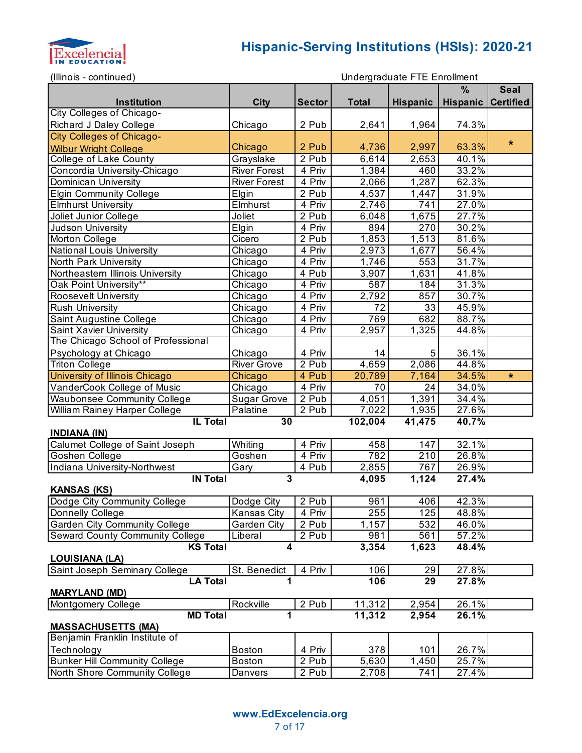# Hispanic-Serving Institutions (HSIs): 2020-21

(Illinois - continued)

| Institution | City | Sector | Undergraduate FTE Enrollment Total | Hispanic | % Hispanic | Seal Certified |
|---|---|---|---|---|---|---|
| City Colleges of Chicago-Richard J Daley College | Chicago | 2 Pub | 2,641 | 1,964 | 74.3% | |
| City Colleges of Chicago-Wilbur Wright College | Chicago | 2 Pub | 4,736 | 2,997 | 63.3% | * |
| College of Lake County | Grayslake | 2 Pub | 6,614 | 2,653 | 40.1% | |
| Concordia University-Chicago | River Forest | 4 Priv | 1,384 | 460 | 33.2% | |
| Dominican University | River Forest | 4 Priv | 2,066 | 1,287 | 62.3% | |
| Elgin Community College | Elgin | 2 Pub | 4,537 | 1,447 | 31.9% | |
| Elmhurst University | Elmhurst | 4 Priv | 2,746 | 741 | 27.0% | |
| Joliet Junior College | Joliet | 2 Pub | 6,048 | 1,675 | 27.7% | |
| Judson University | Elgin | 4 Priv | 894 | 270 | 30.2% | |
| Morton College | Cicero | 2 Pub | 1,853 | 1,513 | 81.6% | |
| National Louis University | Chicago | 4 Priv | 2,973 | 1,677 | 56.4% | |
| North Park University | Chicago | 4 Priv | 1,746 | 553 | 31.7% | |
| Northeastern Illinois University | Chicago | 4 Pub | 3,907 | 1,631 | 41.8% | |
| Oak Point University** | Chicago | 4 Priv | 587 | 184 | 31.3% | |
| Roosevelt University | Chicago | 4 Priv | 2,792 | 857 | 30.7% | |
| Rush University | Chicago | 4 Priv | 72 | 33 | 45.9% | |
| Saint Augustine College | Chicago | 4 Priv | 769 | 682 | 88.7% | |
| Saint Xavier University | Chicago | 4 Priv | 2,957 | 1,325 | 44.8% | |
| The Chicago School of Professional Psychology at Chicago | Chicago | 4 Priv | 14 | 5 | 36.1% | |
| Triton College | River Grove | 2 Pub | 4,659 | 2,086 | 44.8% | |
| University of Illinois Chicago | Chicago | 4 Pub | 20,789 | 7,164 | 34.5% | * |
| VanderCook College of Music | Chicago | 4 Priv | 70 | 24 | 34.0% | |
| Waubonsee Community College | Sugar Grove | 2 Pub | 4,051 | 1,391 | 34.4% | |
| William Rainey Harper College | Palatine | 2 Pub | 7,022 | 1,935 | 27.6% | |
| **IL Total** | **30** | | **102,004** | **41,475** | **40.7%** | |
| **INDIANA (IN)** | | | | | | |
| Calumet College of Saint Joseph | Whiting | 4 Priv | 458 | 147 | 32.1% | |
| Goshen College | Goshen | 4 Priv | 782 | 210 | 26.8% | |
| Indiana University-Northwest | Gary | 4 Pub | 2,855 | 767 | 26.9% | |
| **IN Total** | **3** | | **4,095** | **1,124** | **27.4%** | |
| **KANSAS (KS)** | | | | | | |
| Dodge City Community College | Dodge City | 2 Pub | 961 | 406 | 42.3% | |
| Donnelly College | Kansas City | 4 Priv | 255 | 125 | 48.8% | |
| Garden City Community College | Garden City | 2 Pub | 1,157 | 532 | 46.0% | |
| Seward County Community College | Liberal | 2 Pub | 981 | 561 | 57.2% | |
| **KS Total** | **4** | | **3,354** | **1,623** | **48.4%** | |
| **LOUISIANA (LA)** | | | | | | |
| Saint Joseph Seminary College | St. Benedict | 4 Priv | 106 | 29 | 27.8% | |
| **LA Total** | **1** | | **106** | **29** | **27.8%** | |
| **MARYLAND (MD)** | | | | | | |
| Montgomery College | Rockville | 2 Pub | 11,312 | 2,954 | 26.1% | |
| **MD Total** | **1** | | **11,312** | **2,954** | **26.1%** | |
| **MASSACHUSETTS (MA)** | | | | | | |
| Benjamin Franklin Institute of Technology | Boston | 4 Priv | 378 | 101 | 26.7% | |
| Bunker Hill Community College | Boston | 2 Pub | 5,630 | 1,450 | 25.7% | |
| North Shore Community College | Danvers | 2 Pub | 2,708 | 741 | 27.4% | |

www.EdExcelencia.org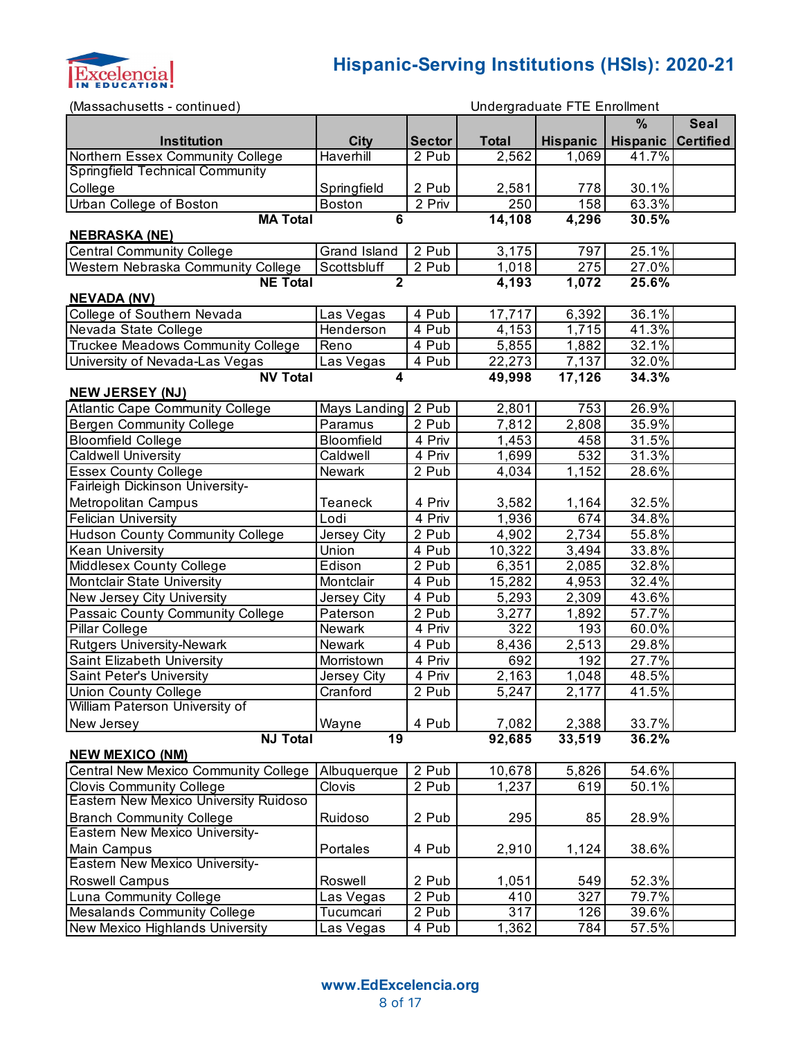# Hispanic-Serving Institutions (HSIs): 2020-21

(Massachusetts - continued)

| Institution | City | Sector | Undergraduate FTE Enrollment Total | Hispanic | % Hispanic | Seal Certified |
|---|---|---|---|---|---|---|
| Northern Essex Community College | Haverhill | 2 Pub | 2,562 | 1,069 | 41.7% | |
| Springfield Technical Community College | Springfield | 2 Pub | 2,581 | 778 | 30.1% | |
| Urban College of Boston | Boston | 2 Priv | 250 | 158 | 63.3% | |
| **MA Total** | **6** | | **14,108** | **4,296** | **30.5%** | |
| **NEBRASKA (NE)** | | | | | | |
| Central Community College | Grand Island | 2 Pub | 3,175 | 797 | 25.1% | |
| Western Nebraska Community College | Scottsbluff | 2 Pub | 1,018 | 275 | 27.0% | |
| **NE Total** | **2** | | **4,193** | **1,072** | **25.6%** | |
| **NEVADA (NV)** | | | | | | |
| College of Southern Nevada | Las Vegas | 4 Pub | 17,717 | 6,392 | 36.1% | |
| Nevada State College | Henderson | 4 Pub | 4,153 | 1,715 | 41.3% | |
| Truckee Meadows Community College | Reno | 4 Pub | 5,855 | 1,882 | 32.1% | |
| University of Nevada-Las Vegas | Las Vegas | 4 Pub | 22,273 | 7,137 | 32.0% | |
| **NV Total** | **4** | | **49,998** | **17,126** | **34.3%** | |
| **NEW JERSEY (NJ)** | | | | | | |
| Atlantic Cape Community College | Mays Landing | 2 Pub | 2,801 | 753 | 26.9% | |
| Bergen Community College | Paramus | 2 Pub | 7,812 | 2,808 | 35.9% | |
| Bloomfield College | Bloomfield | 4 Priv | 1,453 | 458 | 31.5% | |
| Caldwell University | Caldwell | 4 Priv | 1,699 | 532 | 31.3% | |
| Essex County College | Newark | 2 Pub | 4,034 | 1,152 | 28.6% | |
| Fairleigh Dickinson University-Metropolitan Campus | Teaneck | 4 Priv | 3,582 | 1,164 | 32.5% | |
| Felician University | Lodi | 4 Priv | 1,936 | 674 | 34.8% | |
| Hudson County Community College | Jersey City | 2 Pub | 4,902 | 2,734 | 55.8% | |
| Kean University | Union | 4 Pub | 10,322 | 3,494 | 33.8% | |
| Middlesex County College | Edison | 2 Pub | 6,351 | 2,085 | 32.8% | |
| Montclair State University | Montclair | 4 Pub | 15,282 | 4,953 | 32.4% | |
| New Jersey City University | Jersey City | 4 Pub | 5,293 | 2,309 | 43.6% | |
| Passaic County Community College | Paterson | 2 Pub | 3,277 | 1,892 | 57.7% | |
| Pillar College | Newark | 4 Priv | 322 | 193 | 60.0% | |
| Rutgers University-Newark | Newark | 4 Pub | 8,436 | 2,513 | 29.8% | |
| Saint Elizabeth University | Morristown | 4 Priv | 692 | 192 | 27.7% | |
| Saint Peter's University | Jersey City | 4 Priv | 2,163 | 1,048 | 48.5% | |
| Union County College | Cranford | 2 Pub | 5,247 | 2,177 | 41.5% | |
| William Paterson University of New Jersey | Wayne | 4 Pub | 7,082 | 2,388 | 33.7% | |
| **NJ Total** | **19** | | **92,685** | **33,519** | **36.2%** | |
| **NEW MEXICO (NM)** | | | | | | |
| Central New Mexico Community College | Albuquerque | 2 Pub | 10,678 | 5,826 | 54.6% | |
| Clovis Community College | Clovis | 2 Pub | 1,237 | 619 | 50.1% | |
| Eastern New Mexico University Ruidoso Branch Community College | Ruidoso | 2 Pub | 295 | 85 | 28.9% | |
| Eastern New Mexico University-Main Campus | Portales | 4 Pub | 2,910 | 1,124 | 38.6% | |
| Eastern New Mexico University-Roswell Campus | Roswell | 2 Pub | 1,051 | 549 | 52.3% | |
| Luna Community College | Las Vegas | 2 Pub | 410 | 327 | 79.7% | |
| Mesalands Community College | Tucumcari | 2 Pub | 317 | 126 | 39.6% | |
| New Mexico Highlands University | Las Vegas | 4 Pub | 1,362 | 784 | 57.5% | |

www.EdExcelencia.org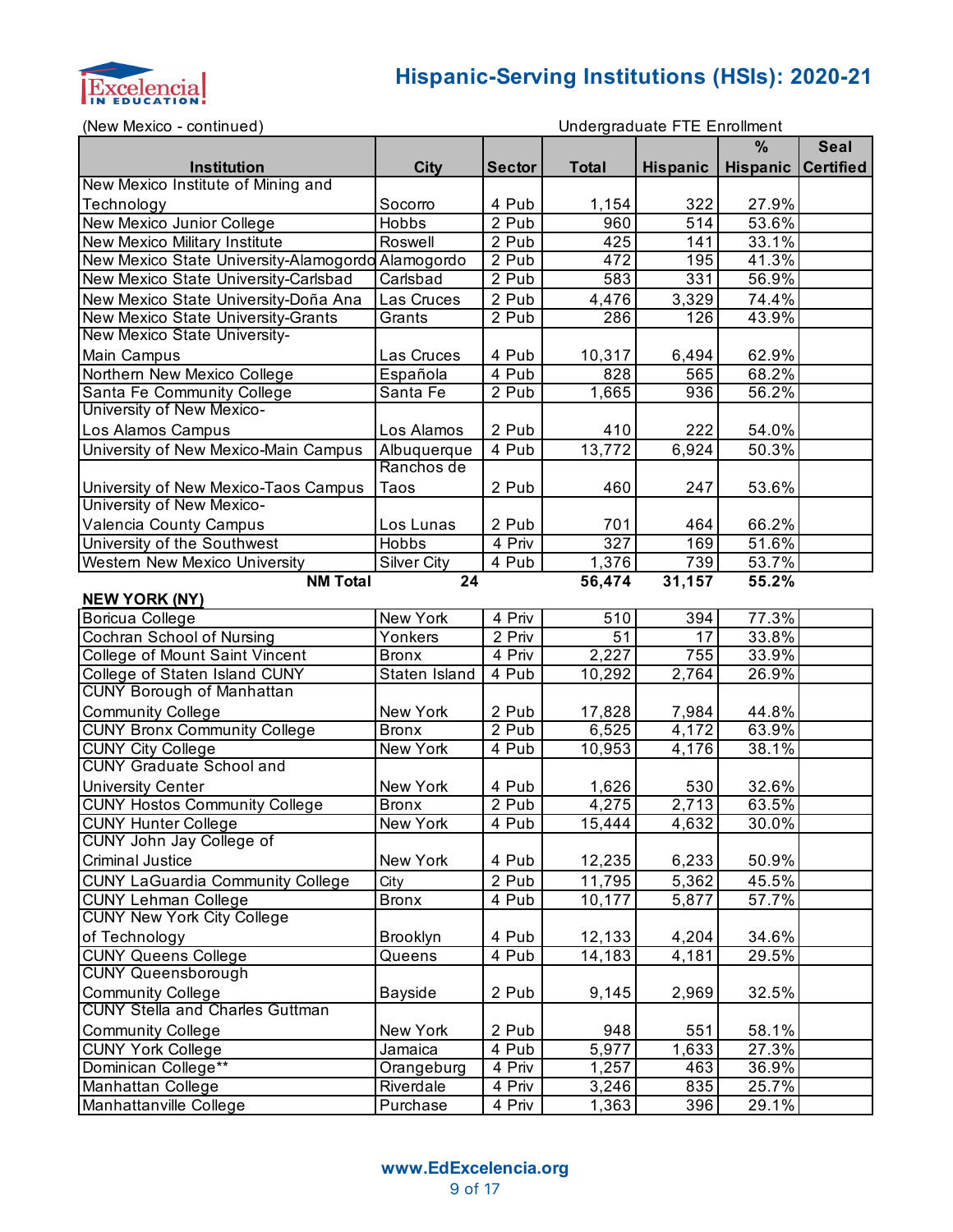## Hispanic-Serving Institutions (HSIs): 2020-21

(New Mexico - continued)

| Institution | City | Sector | Undergraduate FTE Enrollment Total | Hispanic | % Hispanic | Seal Certified |
|---|---|---|---|---|---|---|
| New Mexico Institute of Mining and Technology | Socorro | 4 Pub | 1,154 | 322 | 27.9% | |
| New Mexico Junior College | Hobbs | 2 Pub | 960 | 514 | 53.6% | |
| New Mexico Military Institute | Roswell | 2 Pub | 425 | 141 | 33.1% | |
| New Mexico State University-Alamogordo | Alamogordo | 2 Pub | 472 | 195 | 41.3% | |
| New Mexico State University-Carlsbad | Carlsbad | 2 Pub | 583 | 331 | 56.9% | |
| New Mexico State University-Doña Ana | Las Cruces | 2 Pub | 4,476 | 3,329 | 74.4% | |
| New Mexico State University-Grants | Grants | 2 Pub | 286 | 126 | 43.9% | |
| New Mexico State University-Main Campus | Las Cruces | 4 Pub | 10,317 | 6,494 | 62.9% | |
| Northern New Mexico College | Española | 4 Pub | 828 | 565 | 68.2% | |
| Santa Fe Community College | Santa Fe | 2 Pub | 1,665 | 936 | 56.2% | |
| University of New Mexico-Los Alamos Campus | Los Alamos | 2 Pub | 410 | 222 | 54.0% | |
| University of New Mexico-Main Campus | Albuquerque | 4 Pub | 13,772 | 6,924 | 50.3% | |
| University of New Mexico-Taos Campus | Ranchos de Taos | 2 Pub | 460 | 247 | 53.6% | |
| University of New Mexico-Valencia County Campus | Los Lunas | 2 Pub | 701 | 464 | 66.2% | |
| University of the Southwest | Hobbs | 4 Priv | 327 | 169 | 51.6% | |
| Western New Mexico University | Silver City | 4 Pub | 1,376 | 739 | 53.7% | |
| **NM Total** | **24** | | **56,474** | **31,157** | **55.2%** | |
| **NEW YORK (NY)** | | | | | | |
| Boricua College | New York | 4 Priv | 510 | 394 | 77.3% | |
| Cochran School of Nursing | Yonkers | 2 Priv | 51 | 17 | 33.8% | |
| College of Mount Saint Vincent | Bronx | 4 Priv | 2,227 | 755 | 33.9% | |
| College of Staten Island CUNY | Staten Island | 4 Pub | 10,292 | 2,764 | 26.9% | |
| CUNY Borough of Manhattan Community College | New York | 2 Pub | 17,828 | 7,984 | 44.8% | |
| CUNY Bronx Community College | Bronx | 2 Pub | 6,525 | 4,172 | 63.9% | |
| CUNY City College | New York | 4 Pub | 10,953 | 4,176 | 38.1% | |
| CUNY Graduate School and University Center | New York | 4 Pub | 1,626 | 530 | 32.6% | |
| CUNY Hostos Community College | Bronx | 2 Pub | 4,275 | 2,713 | 63.5% | |
| CUNY Hunter College | New York | 4 Pub | 15,444 | 4,632 | 30.0% | |
| CUNY John Jay College of Criminal Justice | New York | 4 Pub | 12,235 | 6,233 | 50.9% | |
| CUNY LaGuardia Community College | City | 2 Pub | 11,795 | 5,362 | 45.5% | |
| CUNY Lehman College | Bronx | 4 Pub | 10,177 | 5,877 | 57.7% | |
| CUNY New York City College of Technology | Brooklyn | 4 Pub | 12,133 | 4,204 | 34.6% | |
| CUNY Queens College | Queens | 4 Pub | 14,183 | 4,181 | 29.5% | |
| CUNY Queensborough Community College | Bayside | 2 Pub | 9,145 | 2,969 | 32.5% | |
| CUNY Stella and Charles Guttman Community College | New York | 2 Pub | 948 | 551 | 58.1% | |
| CUNY York College | Jamaica | 4 Pub | 5,977 | 1,633 | 27.3% | |
| Dominican College** | Orangeburg | 4 Priv | 1,257 | 463 | 36.9% | |
| Manhattan College | Riverdale | 4 Priv | 3,246 | 835 | 25.7% | |
| Manhattanville College | Purchase | 4 Priv | 1,363 | 396 | 29.1% | |

www.EdExcelencia.org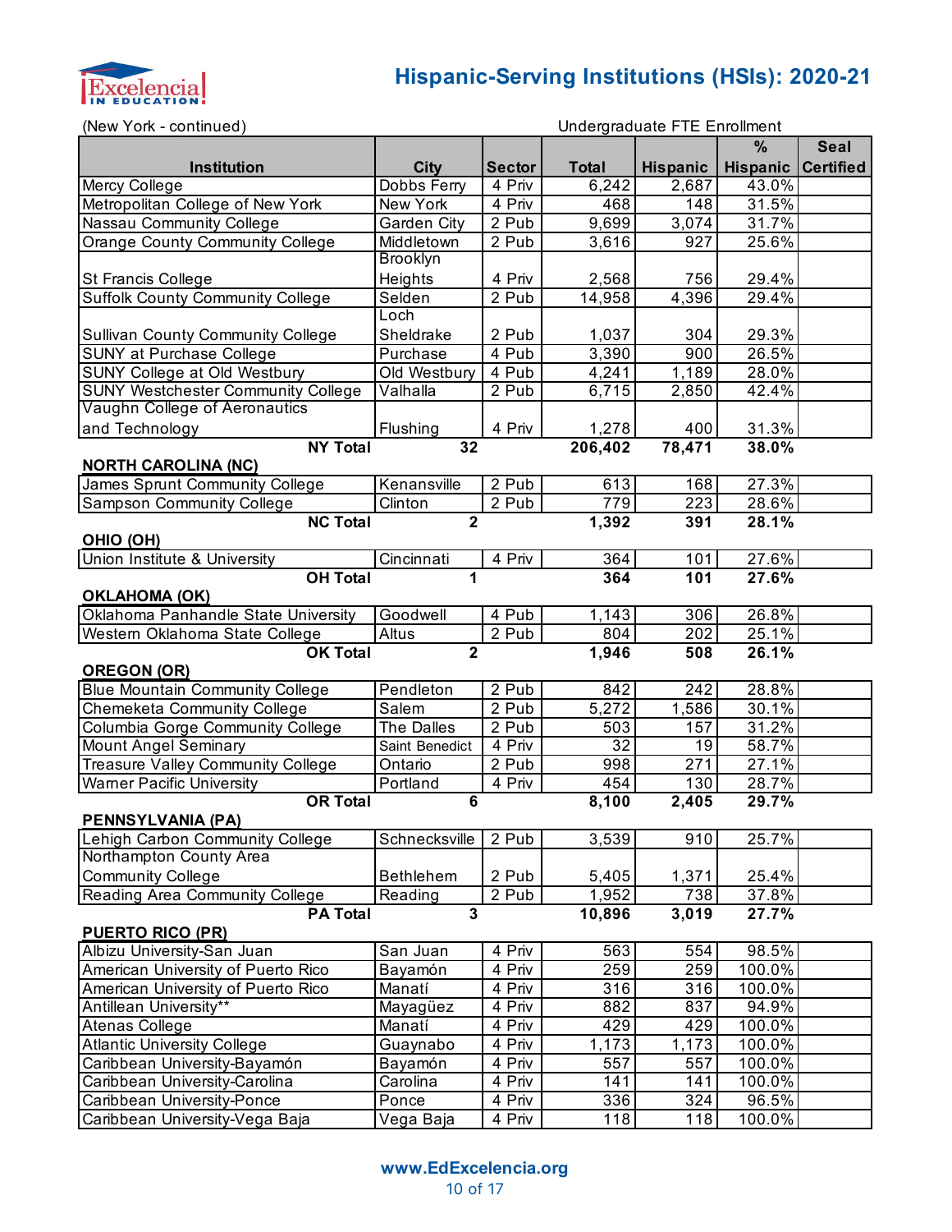# Hispanic-Serving Institutions (HSIs): 2020-21

(New York - continued)

| Institution | City | Sector | Undergraduate FTE Enrollment Total | Hispanic | % Hispanic | Seal Certified |
|---|---|---|---|---|---|---|
| Mercy College | Dobbs Ferry | 4 Priv | 6,242 | 2,687 | 43.0% | |
| Metropolitan College of New York | New York | 4 Priv | 468 | 148 | 31.5% | |
| Nassau Community College | Garden City | 2 Pub | 9,699 | 3,074 | 31.7% | |
| Orange County Community College | Middletown | 2 Pub | 3,616 | 927 | 25.6% | |
| St Francis College | Brooklyn Heights | 4 Priv | 2,568 | 756 | 29.4% | |
| Suffolk County Community College | Selden | 2 Pub | 14,958 | 4,396 | 29.4% | |
| Sullivan County Community College | Loch Sheldrake | 2 Pub | 1,037 | 304 | 29.3% | |
| SUNY at Purchase College | Purchase | 4 Pub | 3,390 | 900 | 26.5% | |
| SUNY College at Old Westbury | Old Westbury | 4 Pub | 4,241 | 1,189 | 28.0% | |
| SUNY Westchester Community College | Valhalla | 2 Pub | 6,715 | 2,850 | 42.4% | |
| Vaughn College of Aeronautics and Technology | Flushing | 4 Priv | 1,278 | 400 | 31.3% | |
| **NY Total** | **32** | | **206,402** | **78,471** | **38.0%** | |
| **NORTH CAROLINA (NC)** | | | | | | |
| James Sprunt Community College | Kenansville | 2 Pub | 613 | 168 | 27.3% | |
| Sampson Community College | Clinton | 2 Pub | 779 | 223 | 28.6% | |
| **NC Total** | **2** | | **1,392** | **391** | **28.1%** | |
| **OHIO (OH)** | | | | | | |
| Union Institute & University | Cincinnati | 4 Priv | 364 | 101 | 27.6% | |
| **OH Total** | **1** | | **364** | **101** | **27.6%** | |
| **OKLAHOMA (OK)** | | | | | | |
| Oklahoma Panhandle State University | Goodwell | 4 Pub | 1,143 | 306 | 26.8% | |
| Western Oklahoma State College | Altus | 2 Pub | 804 | 202 | 25.1% | |
| **OK Total** | **2** | | **1,946** | **508** | **26.1%** | |
| **OREGON (OR)** | | | | | | |
| Blue Mountain Community College | Pendleton | 2 Pub | 842 | 242 | 28.8% | |
| Chemeketa Community College | Salem | 2 Pub | 5,272 | 1,586 | 30.1% | |
| Columbia Gorge Community College | The Dalles | 2 Pub | 503 | 157 | 31.2% | |
| Mount Angel Seminary | Saint Benedict | 4 Priv | 32 | 19 | 58.7% | |
| Treasure Valley Community College | Ontario | 2 Pub | 998 | 271 | 27.1% | |
| Warner Pacific University | Portland | 4 Priv | 454 | 130 | 28.7% | |
| **OR Total** | **6** | | **8,100** | **2,405** | **29.7%** | |
| **PENNSYLVANIA (PA)** | | | | | | |
| Lehigh Carbon Community College | Schnecksville | 2 Pub | 3,539 | 910 | 25.7% | |
| Northampton County Area Community College | Bethlehem | 2 Pub | 5,405 | 1,371 | 25.4% | |
| Reading Area Community College | Reading | 2 Pub | 1,952 | 738 | 37.8% | |
| **PA Total** | **3** | | **10,896** | **3,019** | **27.7%** | |
| **PUERTO RICO (PR)** | | | | | | |
| Albizu University-San Juan | San Juan | 4 Priv | 563 | 554 | 98.5% | |
| American University of Puerto Rico | Bayamón | 4 Priv | 259 | 259 | 100.0% | |
| American University of Puerto Rico | Manatí | 4 Priv | 316 | 316 | 100.0% | |
| Antillean University** | Mayagüez | 4 Priv | 882 | 837 | 94.9% | |
| Atenas College | Manatí | 4 Priv | 429 | 429 | 100.0% | |
| Atlantic University College | Guaynabo | 4 Priv | 1,173 | 1,173 | 100.0% | |
| Caribbean University-Bayamón | Bayamón | 4 Priv | 557 | 557 | 100.0% | |
| Caribbean University-Carolina | Carolina | 4 Priv | 141 | 141 | 100.0% | |
| Caribbean University-Ponce | Ponce | 4 Priv | 336 | 324 | 96.5% | |
| Caribbean University-Vega Baja | Vega Baja | 4 Priv | 118 | 118 | 100.0% | |

www.EdExcelencia.org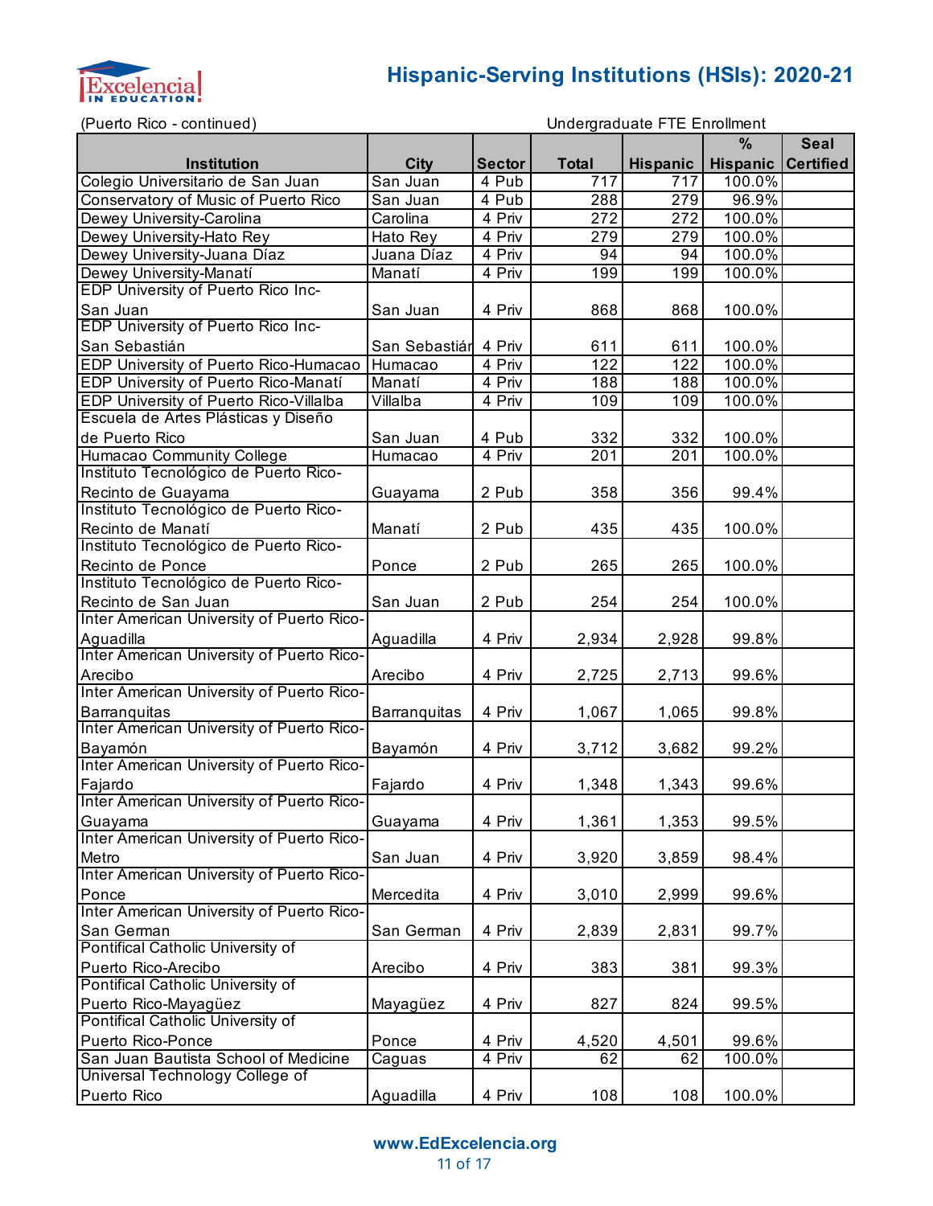# Hispanic-Serving Institutions (HSIs): 2020-21

(Puerto Rico - continued)

| Institution | City | Sector | Undergraduate FTE Enrollment Total | Hispanic | % Hispanic | Seal Certified |
|---|---|---|---|---|---|---|
| Colegio Universitario de San Juan | San Juan | 4 Pub | 717 | 717 | 100.0% | |
| Conservatory of Music of Puerto Rico | San Juan | 4 Pub | 288 | 279 | 96.9% | |
| Dewey University-Carolina | Carolina | 4 Priv | 272 | 272 | 100.0% | |
| Dewey University-Hato Rey | Hato Rey | 4 Priv | 279 | 279 | 100.0% | |
| Dewey University-Juana Díaz | Juana Díaz | 4 Priv | 94 | 94 | 100.0% | |
| Dewey University-Manatí | Manatí | 4 Priv | 199 | 199 | 100.0% | |
| EDP University of Puerto Rico Inc-San Juan | San Juan | 4 Priv | 868 | 868 | 100.0% | |
| EDP University of Puerto Rico Inc-San Sebastián | San Sebastián | 4 Priv | 611 | 611 | 100.0% | |
| EDP University of Puerto Rico-Humacao | Humacao | 4 Priv | 122 | 122 | 100.0% | |
| EDP University of Puerto Rico-Manatí | Manatí | 4 Priv | 188 | 188 | 100.0% | |
| EDP University of Puerto Rico-Villalba | Villalba | 4 Priv | 109 | 109 | 100.0% | |
| Escuela de Artes Plásticas y Diseño de Puerto Rico | San Juan | 4 Pub | 332 | 332 | 100.0% | |
| Humacao Community College | Humacao | 4 Priv | 201 | 201 | 100.0% | |
| Instituto Tecnológico de Puerto Rico-Recinto de Guayama | Guayama | 2 Pub | 358 | 356 | 99.4% | |
| Instituto Tecnológico de Puerto Rico-Recinto de Manatí | Manatí | 2 Pub | 435 | 435 | 100.0% | |
| Instituto Tecnológico de Puerto Rico-Recinto de Ponce | Ponce | 2 Pub | 265 | 265 | 100.0% | |
| Instituto Tecnológico de Puerto Rico-Recinto de San Juan | San Juan | 2 Pub | 254 | 254 | 100.0% | |
| Inter American University of Puerto Rico-Aguadilla | Aguadilla | 4 Priv | 2,934 | 2,928 | 99.8% | |
| Inter American University of Puerto Rico-Arecibo | Arecibo | 4 Priv | 2,725 | 2,713 | 99.6% | |
| Inter American University of Puerto Rico-Barranquitas | Barranquitas | 4 Priv | 1,067 | 1,065 | 99.8% | |
| Inter American University of Puerto Rico-Bayamón | Bayamón | 4 Priv | 3,712 | 3,682 | 99.2% | |
| Inter American University of Puerto Rico-Fajardo | Fajardo | 4 Priv | 1,348 | 1,343 | 99.6% | |
| Inter American University of Puerto Rico-Guayama | Guayama | 4 Priv | 1,361 | 1,353 | 99.5% | |
| Inter American University of Puerto Rico-Metro | San Juan | 4 Priv | 3,920 | 3,859 | 98.4% | |
| Inter American University of Puerto Rico-Ponce | Mercedita | 4 Priv | 3,010 | 2,999 | 99.6% | |
| Inter American University of Puerto Rico-San German | San German | 4 Priv | 2,839 | 2,831 | 99.7% | |
| Pontifical Catholic University of Puerto Rico-Arecibo | Arecibo | 4 Priv | 383 | 381 | 99.3% | |
| Pontifical Catholic University of Puerto Rico-Mayagüez | Mayagüez | 4 Priv | 827 | 824 | 99.5% | |
| Pontifical Catholic University of Puerto Rico-Ponce | Ponce | 4 Priv | 4,520 | 4,501 | 99.6% | |
| San Juan Bautista School of Medicine | Caguas | 4 Priv | 62 | 62 | 100.0% | |
| Universal Technology College of Puerto Rico | Aguadilla | 4 Priv | 108 | 108 | 100.0% | |

www.EdExcelencia.org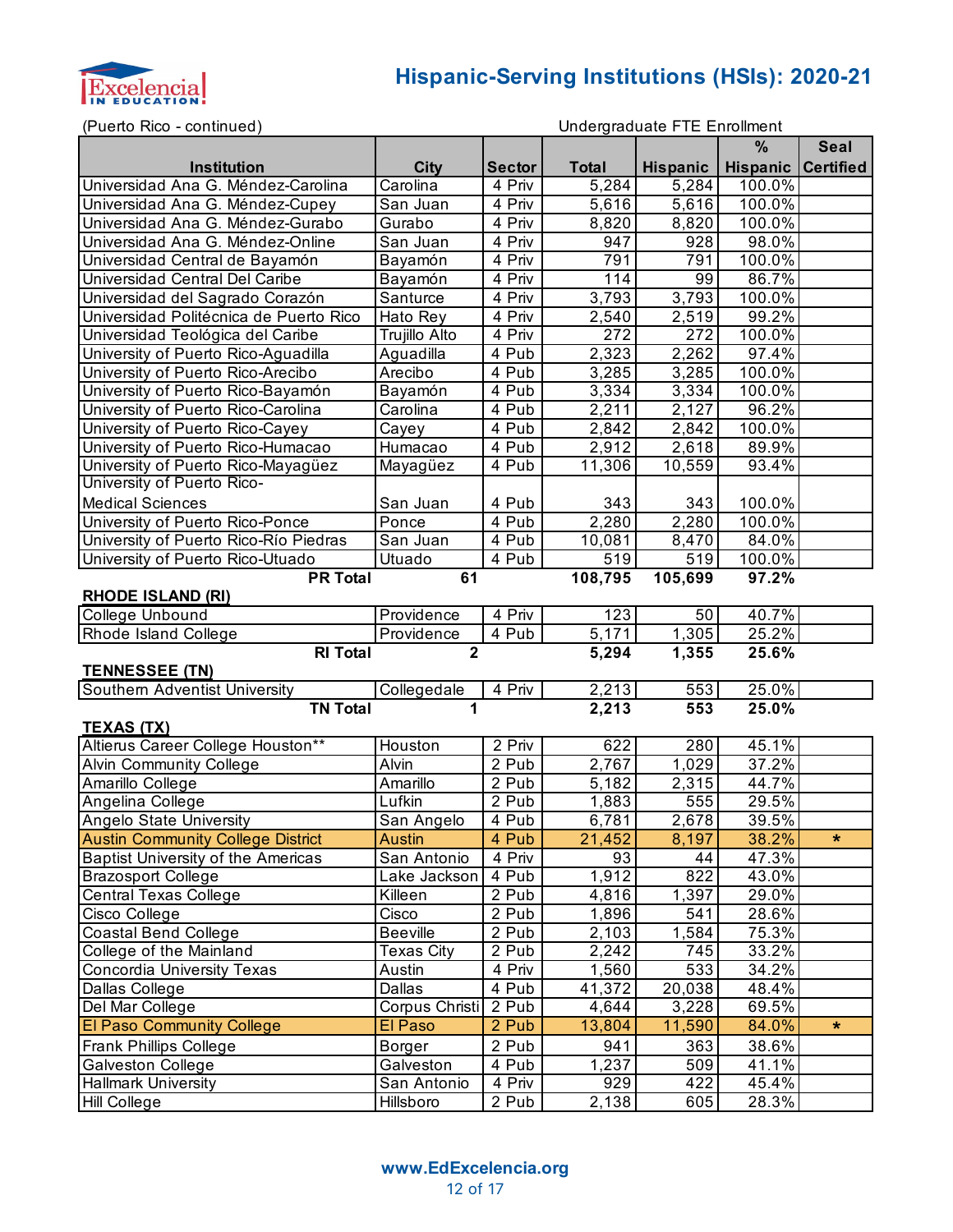# Hispanic-Serving Institutions (HSIs): 2020-21

(Puerto Rico - continued)

| Institution | City | Sector | Undergraduate FTE Enrollment Total | Hispanic | % Hispanic | Seal Certified |
|---|---|---|---|---|---|---|
| Universidad Ana G. Méndez-Carolina | Carolina | 4 Priv | 5,284 | 5,284 | 100.0% | |
| Universidad Ana G. Méndez-Cupey | San Juan | 4 Priv | 5,616 | 5,616 | 100.0% | |
| Universidad Ana G. Méndez-Gurabo | Gurabo | 4 Priv | 8,820 | 8,820 | 100.0% | |
| Universidad Ana G. Méndez-Online | San Juan | 4 Priv | 947 | 928 | 98.0% | |
| Universidad Central de Bayamón | Bayamón | 4 Priv | 791 | 791 | 100.0% | |
| Universidad Central Del Caribe | Bayamón | 4 Priv | 114 | 99 | 86.7% | |
| Universidad del Sagrado Corazón | Santurce | 4 Priv | 3,793 | 3,793 | 100.0% | |
| Universidad Politécnica de Puerto Rico | Hato Rey | 4 Priv | 2,540 | 2,519 | 99.2% | |
| Universidad Teológica del Caribe | Trujillo Alto | 4 Priv | 272 | 272 | 100.0% | |
| University of Puerto Rico-Aguadilla | Aguadilla | 4 Pub | 2,323 | 2,262 | 97.4% | |
| University of Puerto Rico-Arecibo | Arecibo | 4 Pub | 3,285 | 3,285 | 100.0% | |
| University of Puerto Rico-Bayamón | Bayamón | 4 Pub | 3,334 | 3,334 | 100.0% | |
| University of Puerto Rico-Carolina | Carolina | 4 Pub | 2,211 | 2,127 | 96.2% | |
| University of Puerto Rico-Cayey | Cayey | 4 Pub | 2,842 | 2,842 | 100.0% | |
| University of Puerto Rico-Humacao | Humacao | 4 Pub | 2,912 | 2,618 | 89.9% | |
| University of Puerto Rico-Mayagüez | Mayagüez | 4 Pub | 11,306 | 10,559 | 93.4% | |
| University of Puerto Rico-Medical Sciences | San Juan | 4 Pub | 343 | 343 | 100.0% | |
| University of Puerto Rico-Ponce | Ponce | 4 Pub | 2,280 | 2,280 | 100.0% | |
| University of Puerto Rico-Río Piedras | San Juan | 4 Pub | 10,081 | 8,470 | 84.0% | |
| University of Puerto Rico-Utuado | Utuado | 4 Pub | 519 | 519 | 100.0% | |
| **PR Total** | **61** | | **108,795** | **105,699** | **97.2%** | |
| **RHODE ISLAND (RI)** | | | | | | |
| College Unbound | Providence | 4 Priv | 123 | 50 | 40.7% | |
| Rhode Island College | Providence | 4 Pub | 5,171 | 1,305 | 25.2% | |
| **RI Total** | **2** | | **5,294** | **1,355** | **25.6%** | |
| **TENNESSEE (TN)** | | | | | | |
| Southern Adventist University | Collegedale | 4 Priv | 2,213 | 553 | 25.0% | |
| **TN Total** | **1** | | **2,213** | **553** | **25.0%** | |
| **TEXAS (TX)** | | | | | | |
| Altierus Career College Houston** | Houston | 2 Priv | 622 | 280 | 45.1% | |
| Alvin Community College | Alvin | 2 Pub | 2,767 | 1,029 | 37.2% | |
| Amarillo College | Amarillo | 2 Pub | 5,182 | 2,315 | 44.7% | |
| Angelina College | Lufkin | 2 Pub | 1,883 | 555 | 29.5% | |
| Angelo State University | San Angelo | 4 Pub | 6,781 | 2,678 | 39.5% | |
| Austin Community College District | Austin | 4 Pub | 21,452 | 8,197 | 38.2% | * |
| Baptist University of the Americas | San Antonio | 4 Priv | 93 | 44 | 47.3% | |
| Brazosport College | Lake Jackson | 4 Pub | 1,912 | 822 | 43.0% | |
| Central Texas College | Killeen | 2 Pub | 4,816 | 1,397 | 29.0% | |
| Cisco College | Cisco | 2 Pub | 1,896 | 541 | 28.6% | |
| Coastal Bend College | Beeville | 2 Pub | 2,103 | 1,584 | 75.3% | |
| College of the Mainland | Texas City | 2 Pub | 2,242 | 745 | 33.2% | |
| Concordia University Texas | Austin | 4 Priv | 1,560 | 533 | 34.2% | |
| Dallas College | Dallas | 4 Pub | 41,372 | 20,038 | 48.4% | |
| Del Mar College | Corpus Christi | 2 Pub | 4,644 | 3,228 | 69.5% | |
| El Paso Community College | El Paso | 2 Pub | 13,804 | 11,590 | 84.0% | * |
| Frank Phillips College | Borger | 2 Pub | 941 | 363 | 38.6% | |
| Galveston College | Galveston | 4 Pub | 1,237 | 509 | 41.1% | |
| Hallmark University | San Antonio | 4 Priv | 929 | 422 | 45.4% | |
| Hill College | Hillsboro | 2 Pub | 2,138 | 605 | 28.3% | |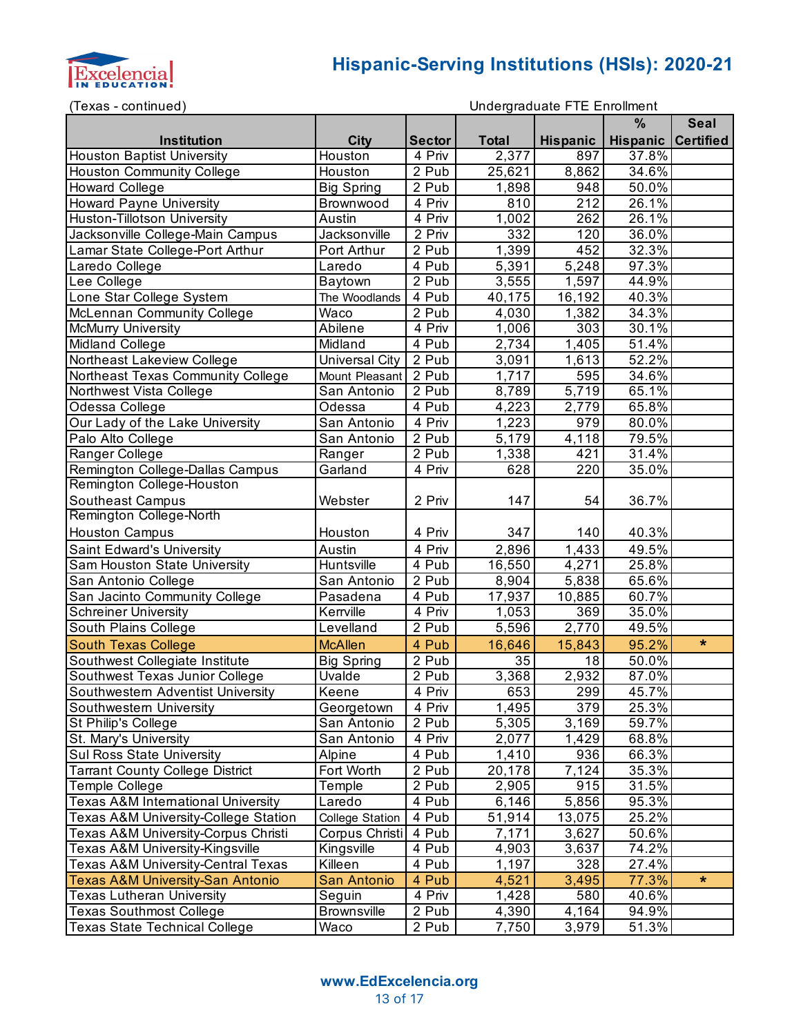# Hispanic-Serving Institutions (HSIs): 2020-21

(Texas - continued)

| Institution | City | Sector | Undergraduate FTE Enrollment Total | Hispanic | % Hispanic | Seal Certified |
|---|---|---|---|---|---|---|
| Houston Baptist University | Houston | 4 Priv | 2,377 | 897 | 37.8% | |
| Houston Community College | Houston | 2 Pub | 25,621 | 8,862 | 34.6% | |
| Howard College | Big Spring | 2 Pub | 1,898 | 948 | 50.0% | |
| Howard Payne University | Brownwood | 4 Priv | 810 | 212 | 26.1% | |
| Huston-Tillotson University | Austin | 4 Priv | 1,002 | 262 | 26.1% | |
| Jacksonville College-Main Campus | Jacksonville | 2 Priv | 332 | 120 | 36.0% | |
| Lamar State College-Port Arthur | Port Arthur | 2 Pub | 1,399 | 452 | 32.3% | |
| Laredo College | Laredo | 4 Pub | 5,391 | 5,248 | 97.3% | |
| Lee College | Baytown | 2 Pub | 3,555 | 1,597 | 44.9% | |
| Lone Star College System | The Woodlands | 4 Pub | 40,175 | 16,192 | 40.3% | |
| McLennan Community College | Waco | 2 Pub | 4,030 | 1,382 | 34.3% | |
| McMurry University | Abilene | 4 Priv | 1,006 | 303 | 30.1% | |
| Midland College | Midland | 4 Pub | 2,734 | 1,405 | 51.4% | |
| Northeast Lakeview College | Universal City | 2 Pub | 3,091 | 1,613 | 52.2% | |
| Northeast Texas Community College | Mount Pleasant | 2 Pub | 1,717 | 595 | 34.6% | |
| Northwest Vista College | San Antonio | 2 Pub | 8,789 | 5,719 | 65.1% | |
| Odessa College | Odessa | 4 Pub | 4,223 | 2,779 | 65.8% | |
| Our Lady of the Lake University | San Antonio | 4 Priv | 1,223 | 979 | 80.0% | |
| Palo Alto College | San Antonio | 2 Pub | 5,179 | 4,118 | 79.5% | |
| Ranger College | Ranger | 2 Pub | 1,338 | 421 | 31.4% | |
| Remington College-Dallas Campus | Garland | 4 Priv | 628 | 220 | 35.0% | |
| Remington College-Houston Southeast Campus | Webster | 2 Priv | 147 | 54 | 36.7% | |
| Remington College-North Houston Campus | Houston | 4 Priv | 347 | 140 | 40.3% | |
| Saint Edward's University | Austin | 4 Priv | 2,896 | 1,433 | 49.5% | |
| Sam Houston State University | Huntsville | 4 Pub | 16,550 | 4,271 | 25.8% | |
| San Antonio College | San Antonio | 2 Pub | 8,904 | 5,838 | 65.6% | |
| San Jacinto Community College | Pasadena | 4 Pub | 17,937 | 10,885 | 60.7% | |
| Schreiner University | Kerrville | 4 Priv | 1,053 | 369 | 35.0% | |
| South Plains College | Levelland | 2 Pub | 5,596 | 2,770 | 49.5% | |
| South Texas College | McAllen | 4 Pub | 16,646 | 15,843 | 95.2% | * |
| Southwest Collegiate Institute | Big Spring | 2 Pub | 35 | 18 | 50.0% | |
| Southwest Texas Junior College | Uvalde | 2 Pub | 3,368 | 2,932 | 87.0% | |
| Southwestern Adventist University | Keene | 4 Priv | 653 | 299 | 45.7% | |
| Southwestern University | Georgetown | 4 Priv | 1,495 | 379 | 25.3% | |
| St Philip's College | San Antonio | 2 Pub | 5,305 | 3,169 | 59.7% | |
| St. Mary's University | San Antonio | 4 Priv | 2,077 | 1,429 | 68.8% | |
| Sul Ross State University | Alpine | 4 Pub | 1,410 | 936 | 66.3% | |
| Tarrant County College District | Fort Worth | 2 Pub | 20,178 | 7,124 | 35.3% | |
| Temple College | Temple | 2 Pub | 2,905 | 915 | 31.5% | |
| Texas A&M International University | Laredo | 4 Pub | 6,146 | 5,856 | 95.3% | |
| Texas A&M University-College Station | College Station | 4 Pub | 51,914 | 13,075 | 25.2% | |
| Texas A&M University-Corpus Christi | Corpus Christi | 4 Pub | 7,171 | 3,627 | 50.6% | |
| Texas A&M University-Kingsville | Kingsville | 4 Pub | 4,903 | 3,637 | 74.2% | |
| Texas A&M University-Central Texas | Killeen | 4 Pub | 1,197 | 328 | 27.4% | |
| Texas A&M University-San Antonio | San Antonio | 4 Pub | 4,521 | 3,495 | 77.3% | * |
| Texas Lutheran University | Seguin | 4 Priv | 1,428 | 580 | 40.6% | |
| Texas Southmost College | Brownsville | 2 Pub | 4,390 | 4,164 | 94.9% | |
| Texas State Technical College | Waco | 2 Pub | 7,750 | 3,979 | 51.3% | |

www.EdExcelencia.org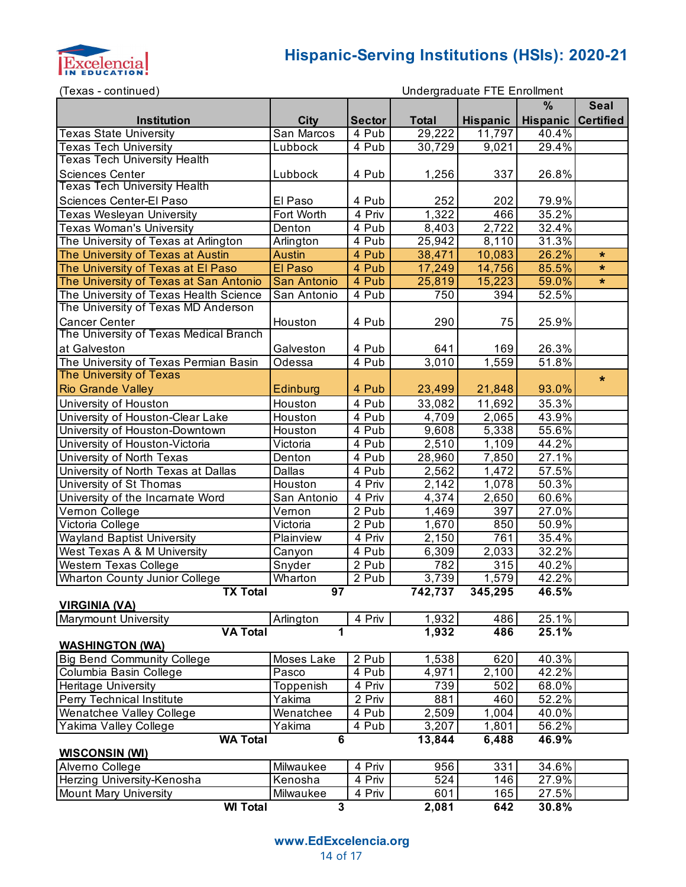# Hispanic-Serving Institutions (HSIs): 2020-21

(Texas - continued)

| Institution | City | Sector | Total | Hispanic | % Hispanic | Seal Certified |
|---|---|---|---|---|---|---|
| | | | Undergraduate FTE Enrollment | | | |
| Texas State University | San Marcos | 4 Pub | 29,222 | 11,797 | 40.4% | |
| Texas Tech University | Lubbock | 4 Pub | 30,729 | 9,021 | 29.4% | |
| Texas Tech University Health Sciences Center | Lubbock | 4 Pub | 1,256 | 337 | 26.8% | |
| Texas Tech University Health Sciences Center-El Paso | El Paso | 4 Pub | 252 | 202 | 79.9% | |
| Texas Wesleyan University | Fort Worth | 4 Priv | 1,322 | 466 | 35.2% | |
| Texas Woman's University | Denton | 4 Pub | 8,403 | 2,722 | 32.4% | |
| The University of Texas at Arlington | Arlington | 4 Pub | 25,942 | 8,110 | 31.3% | |
| The University of Texas at Austin | Austin | 4 Pub | 38,471 | 10,083 | 26.2% | * |
| The University of Texas at El Paso | El Paso | 4 Pub | 17,249 | 14,756 | 85.5% | * |
| The University of Texas at San Antonio | San Antonio | 4 Pub | 25,819 | 15,223 | 59.0% | * |
| The University of Texas Health Science | San Antonio | 4 Pub | 750 | 394 | 52.5% | |
| The University of Texas MD Anderson Cancer Center | Houston | 4 Pub | 290 | 75 | 25.9% | |
| The University of Texas Medical Branch at Galveston | Galveston | 4 Pub | 641 | 169 | 26.3% | |
| The University of Texas Permian Basin | Odessa | 4 Pub | 3,010 | 1,559 | 51.8% | |
| The University of Texas Rio Grande Valley | Edinburg | 4 Pub | 23,499 | 21,848 | 93.0% | * |
| University of Houston | Houston | 4 Pub | 33,082 | 11,692 | 35.3% | |
| University of Houston-Clear Lake | Houston | 4 Pub | 4,709 | 2,065 | 43.9% | |
| University of Houston-Downtown | Houston | 4 Pub | 9,608 | 5,338 | 55.6% | |
| University of Houston-Victoria | Victoria | 4 Pub | 2,510 | 1,109 | 44.2% | |
| University of North Texas | Denton | 4 Pub | 28,960 | 7,850 | 27.1% | |
| University of North Texas at Dallas | Dallas | 4 Pub | 2,562 | 1,472 | 57.5% | |
| University of St Thomas | Houston | 4 Priv | 2,142 | 1,078 | 50.3% | |
| University of the Incarnate Word | San Antonio | 4 Priv | 4,374 | 2,650 | 60.6% | |
| Vernon College | Vernon | 2 Pub | 1,469 | 397 | 27.0% | |
| Victoria College | Victoria | 2 Pub | 1,670 | 850 | 50.9% | |
| Wayland Baptist University | Plainview | 4 Priv | 2,150 | 761 | 35.4% | |
| West Texas A & M University | Canyon | 4 Pub | 6,309 | 2,033 | 32.2% | |
| Western Texas College | Snyder | 2 Pub | 782 | 315 | 40.2% | |
| Wharton County Junior College | Wharton | 2 Pub | 3,739 | 1,579 | 42.2% | |
| **TX Total** | **97** | | **742,737** | **345,295** | **46.5%** | |
| **VIRGINIA (VA)** | | | | | | |
| Marymount University | Arlington | 4 Priv | 1,932 | 486 | 25.1% | |
| **VA Total** | **1** | | **1,932** | **486** | **25.1%** | |
| **WASHINGTON (WA)** | | | | | | |
| Big Bend Community College | Moses Lake | 2 Pub | 1,538 | 620 | 40.3% | |
| Columbia Basin College | Pasco | 4 Pub | 4,971 | 2,100 | 42.2% | |
| Heritage University | Toppenish | 4 Priv | 739 | 502 | 68.0% | |
| Perry Technical Institute | Yakima | 2 Priv | 881 | 460 | 52.2% | |
| Wenatchee Valley College | Wenatchee | 4 Pub | 2,509 | 1,004 | 40.0% | |
| Yakima Valley College | Yakima | 4 Pub | 3,207 | 1,801 | 56.2% | |
| **WA Total** | **6** | | **13,844** | **6,488** | **46.9%** | |
| **WISCONSIN (WI)** | | | | | | |
| Alverno College | Milwaukee | 4 Priv | 956 | 331 | 34.6% | |
| Herzing University-Kenosha | Kenosha | 4 Priv | 524 | 146 | 27.9% | |
| Mount Mary University | Milwaukee | 4 Priv | 601 | 165 | 27.5% | |
| **WI Total** | **3** | | **2,081** | **642** | **30.8%** | |

www.EdExcelencia.org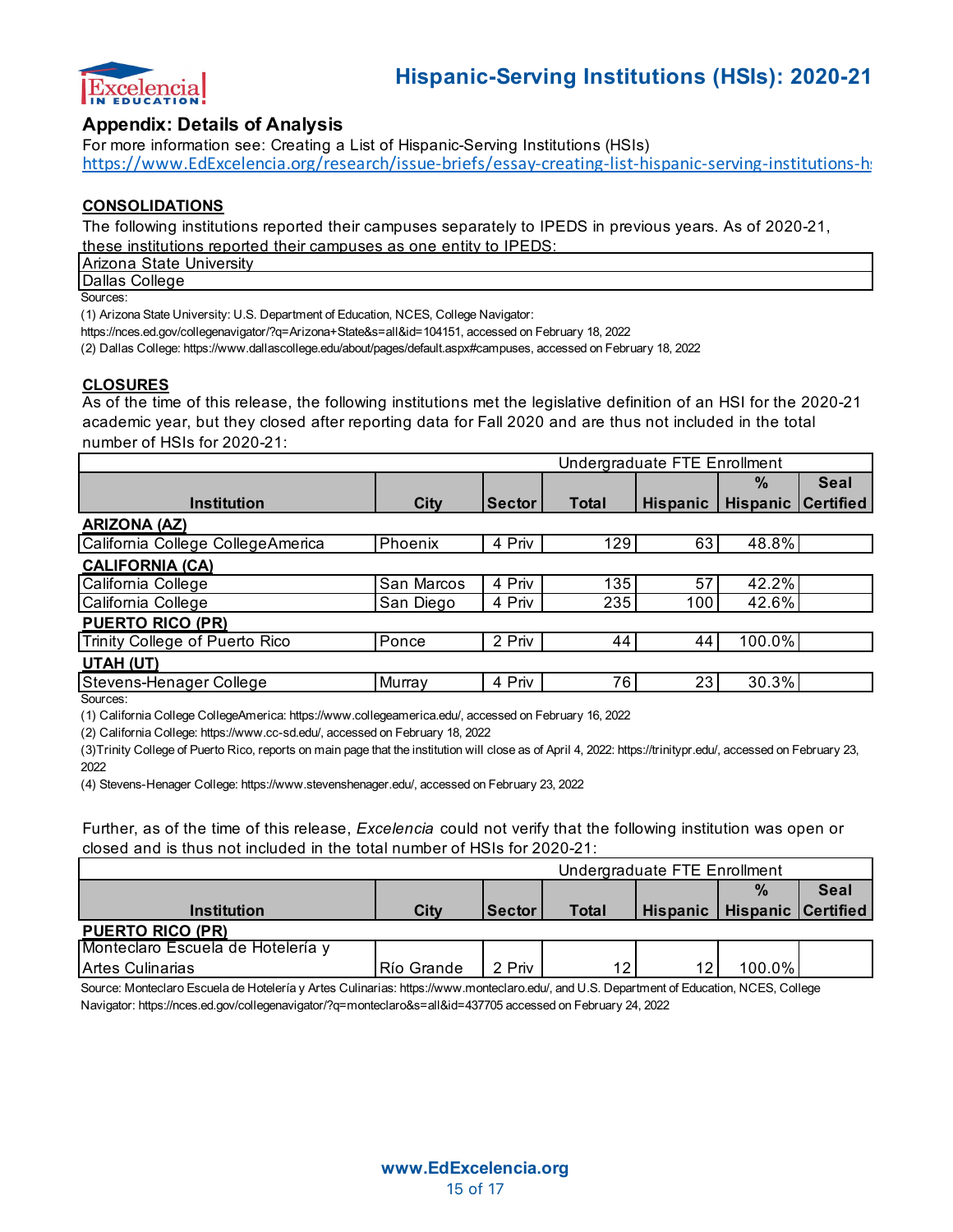## Appendix: Details of Analysis

For more information see: Creating a List of Hispanic-Serving Institutions (HSIs)
https://www.EdExcelencia.org/research/issue-briefs/essay-creating-list-hispanic-serving-institutions-hs

### CONSOLIDATIONS

The following institutions reported their campuses separately to IPEDS in previous years. As of 2020-21, these institutions reported their campuses as one entity to IPEDS:

| Institution |
|---|
| Arizona State University |
| Dallas College |

Sources:

(1) Arizona State University: U.S. Department of Education, NCES, College Navigator: https://nces.ed.gov/collegenavigator/?q=Arizona+State&s=all&id=104151, accessed on February 18, 2022

(2) Dallas College: https://www.dallascollege.edu/about/pages/default.aspx#campuses, accessed on February 18, 2022

### CLOSURES

As of the time of this release, the following institutions met the legislative definition of an HSI for the 2020-21 academic year, but they closed after reporting data for Fall 2020 and are thus not included in the total number of HSIs for 2020-21:

| | | | Undergraduate FTE Enrollment | | | |
|---|---|---|---|---|---|---|
| **Institution** | **City** | **Sector** | **Total** | **Hispanic** | **% Hispanic** | **Seal Certified** |
| **ARIZONA (AZ)** | | | | | | |
| California College CollegeAmerica | Phoenix | 4 Priv | 129 | 63 | 48.8% | |
| **CALIFORNIA (CA)** | | | | | | |
| California College | San Marcos | 4 Priv | 135 | 57 | 42.2% | |
| California College | San Diego | 4 Priv | 235 | 100 | 42.6% | |
| **PUERTO RICO (PR)** | | | | | | |
| Trinity College of Puerto Rico | Ponce | 2 Priv | 44 | 44 | 100.0% | |
| **UTAH (UT)** | | | | | | |
| Stevens-Henager College | Murray | 4 Priv | 76 | 23 | 30.3% | |

Sources:

(1) California College CollegeAmerica: https://www.collegeamerica.edu/, accessed on February 16, 2022

(2) California College: https://www.cc-sd.edu/, accessed on February 18, 2022

(3)Trinity College of Puerto Rico, reports on main page that the institution will close as of April 4, 2022: https://trinitypr.edu/, accessed on February 23, 2022

(4) Stevens-Henager College: https://www.stevenshenager.edu/, accessed on February 23, 2022

Further, as of the time of this release, *Excelencia* could not verify that the following institution was open or closed and is thus not included in the total number of HSIs for 2020-21:

| | | | Undergraduate FTE Enrollment | | | |
|---|---|---|---|---|---|---|
| **Institution** | **City** | **Sector** | **Total** | **Hispanic** | **% Hispanic** | **Seal Certified** |
| **PUERTO RICO (PR)** | | | | | | |
| Monteclaro Escuela de Hotelería y Artes Culinarias | Río Grande | 2 Priv | 12 | 12 | 100.0% | |

Source: Monteclaro Escuela de Hotelería y Artes Culinarias: https://www.monteclaro.edu/, and U.S. Department of Education, NCES, College Navigator: https://nces.ed.gov/collegenavigator/?q=monteclaro&s=all&id=437705 accessed on February 24, 2022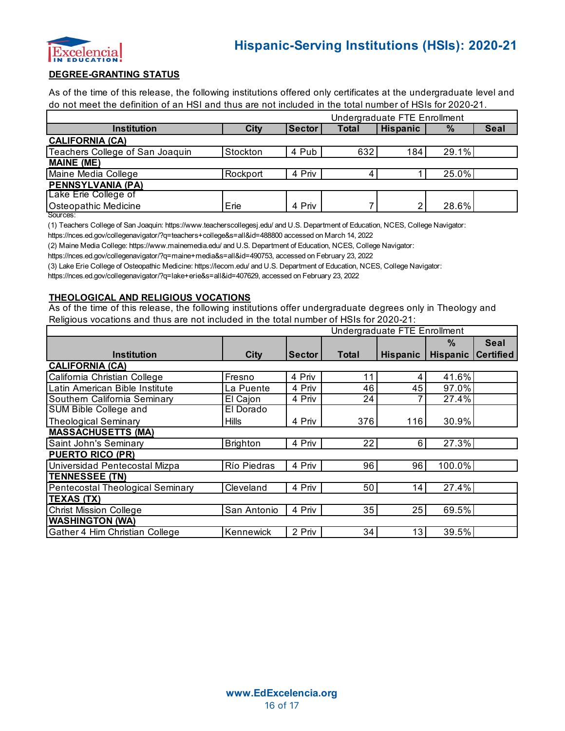## DEGREE-GRANTING STATUS

As of the time of this release, the following institutions offered only certificates at the undergraduate level and do not meet the definition of an HSI and thus are not included in the total number of HSIs for 2020-21.

| | | | Undergraduate FTE Enrollment | | | |
|---|---|---|---|---|---|---|
| **Institution** | **City** | **Sector** | **Total** | **Hispanic** | **%** | **Seal** |
| **CALIFORNIA (CA)** | | | | | | |
| Teachers College of San Joaquin | Stockton | 4 Pub | 632 | 184 | 29.1% | |
| **MAINE (ME)** | | | | | | |
| Maine Media College | Rockport | 4 Priv | 4 | 1 | 25.0% | |
| **PENNSYLVANIA (PA)** | | | | | | |
| Lake Erie College of Osteopathic Medicine | Erie | 4 Priv | 7 | 2 | 28.6% | |

Sources:

(1) Teachers College of San Joaquin: https://www.teacherscollegesj.edu/ and U.S. Department of Education, NCES, College Navigator: https://nces.ed.gov/collegenavigator/?q=teachers+college&s=all&id=488800 accessed on March 14, 2022

(2) Maine Media College: https://www.mainemedia.edu/ and U.S. Department of Education, NCES, College Navigator: https://nces.ed.gov/collegenavigator/?q=maine+media&s=all&id=490753, accessed on February 23, 2022

(3) Lake Erie College of Osteopathic Medicine: https://lecom.edu/ and U.S. Department of Education, NCES, College Navigator: https://nces.ed.gov/collegenavigator/?q=lake+erie&s=all&id=407629, accessed on February 23, 2022

## THEOLOGICAL AND RELIGIOUS VOCATIONS

As of the time of this release, the following institutions offer undergraduate degrees only in Theology and Religious vocations and thus are not included in the total number of HSIs for 2020-21:

| | | | Undergraduate FTE Enrollment | | | |
|---|---|---|---|---|---|---|
| **Institution** | **City** | **Sector** | **Total** | **Hispanic** | **% Hispanic** | **Seal Certified** |
| **CALIFORNIA (CA)** | | | | | | |
| California Christian College | Fresno | 4 Priv | 11 | 4 | 41.6% | |
| Latin American Bible Institute | La Puente | 4 Priv | 46 | 45 | 97.0% | |
| Southern California Seminary | El Cajon | 4 Priv | 24 | 7 | 27.4% | |
| SUM Bible College and Theological Seminary | El Dorado Hills | 4 Priv | 376 | 116 | 30.9% | |
| **MASSACHUSETTS (MA)** | | | | | | |
| Saint John's Seminary | Brighton | 4 Priv | 22 | 6 | 27.3% | |
| **PUERTO RICO (PR)** | | | | | | |
| Universidad Pentecostal Mizpa | Río Piedras | 4 Priv | 96 | 96 | 100.0% | |
| **TENNESSEE (TN)** | | | | | | |
| Pentecostal Theological Seminary | Cleveland | 4 Priv | 50 | 14 | 27.4% | |
| **TEXAS (TX)** | | | | | | |
| Christ Mission College | San Antonio | 4 Priv | 35 | 25 | 69.5% | |
| **WASHINGTON (WA)** | | | | | | |
| Gather 4 Him Christian College | Kennewick | 2 Priv | 34 | 13 | 39.5% | |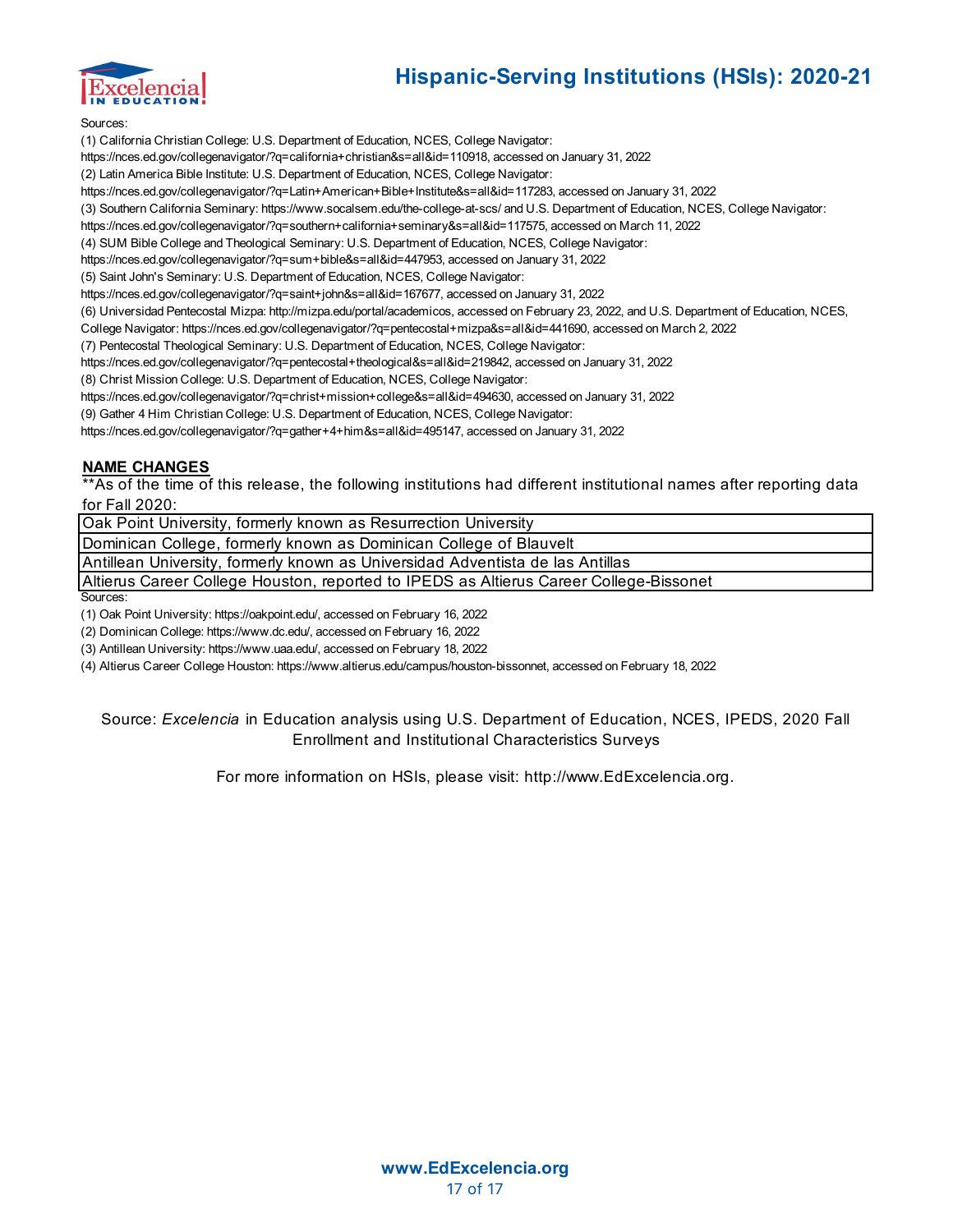Sources:

(1) California Christian College: U.S. Department of Education, NCES, College Navigator: https://nces.ed.gov/collegenavigator/?q=california+christian&s=all&id=110918, accessed on January 31, 2022

(2) Latin America Bible Institute: U.S. Department of Education, NCES, College Navigator: https://nces.ed.gov/collegenavigator/?q=Latin+American+Bible+Institute&s=all&id=117283, accessed on January 31, 2022

(3) Southern California Seminary: https://www.socalsem.edu/the-college-at-scs/ and U.S. Department of Education, NCES, College Navigator: https://nces.ed.gov/collegenavigator/?q=southern+california+seminary&s=all&id=117575, accessed on March 11, 2022

(4) SUM Bible College and Theological Seminary: U.S. Department of Education, NCES, College Navigator: https://nces.ed.gov/collegenavigator/?q=sum+bible&s=all&id=447953, accessed on January 31, 2022

(5) Saint John's Seminary: U.S. Department of Education, NCES, College Navigator: https://nces.ed.gov/collegenavigator/?q=saint+john&s=all&id=167677, accessed on January 31, 2022

(6) Universidad Pentecostal Mizpa: http://mizpa.edu/portal/academicos, accessed on February 23, 2022, and U.S. Department of Education, NCES, College Navigator: https://nces.ed.gov/collegenavigator/?q=pentecostal+mizpa&s=all&id=441690, accessed on March 2, 2022

(7) Pentecostal Theological Seminary: U.S. Department of Education, NCES, College Navigator: https://nces.ed.gov/collegenavigator/?q=pentecostal+theological&s=all&id=219842, accessed on January 31, 2022

(8) Christ Mission College: U.S. Department of Education, NCES, College Navigator: https://nces.ed.gov/collegenavigator/?q=christ+mission+college&s=all&id=494630, accessed on January 31, 2022

(9) Gather 4 Him Christian College: U.S. Department of Education, NCES, College Navigator: https://nces.ed.gov/collegenavigator/?q=gather+4+him&s=all&id=495147, accessed on January 31, 2022

## NAME CHANGES

**As of the time of this release, the following institutions had different institutional names after reporting data for Fall 2020:

| |
|---|
| Oak Point University, formerly known as Resurrection University |
| Dominican College, formerly known as Dominican College of Blauvelt |
| Antillean University, formerly known as Universidad Adventista de las Antillas |
| Altierus Career College Houston, reported to IPEDS as Altierus Career College-Bissonet |

Sources:

(1) Oak Point University: https://oakpoint.edu/, accessed on February 16, 2022

(2) Dominican College: https://www.dc.edu/, accessed on February 16, 2022

(3) Antillean University: https://www.uaa.edu/, accessed on February 18, 2022

(4) Altierus Career College Houston: https://www.altierus.edu/campus/houston-bissonnet, accessed on February 18, 2022

Source: *Excelencia* in Education analysis using U.S. Department of Education, NCES, IPEDS, 2020 Fall Enrollment and Institutional Characteristics Surveys

For more information on HSIs, please visit: http://www.EdExcelencia.org.